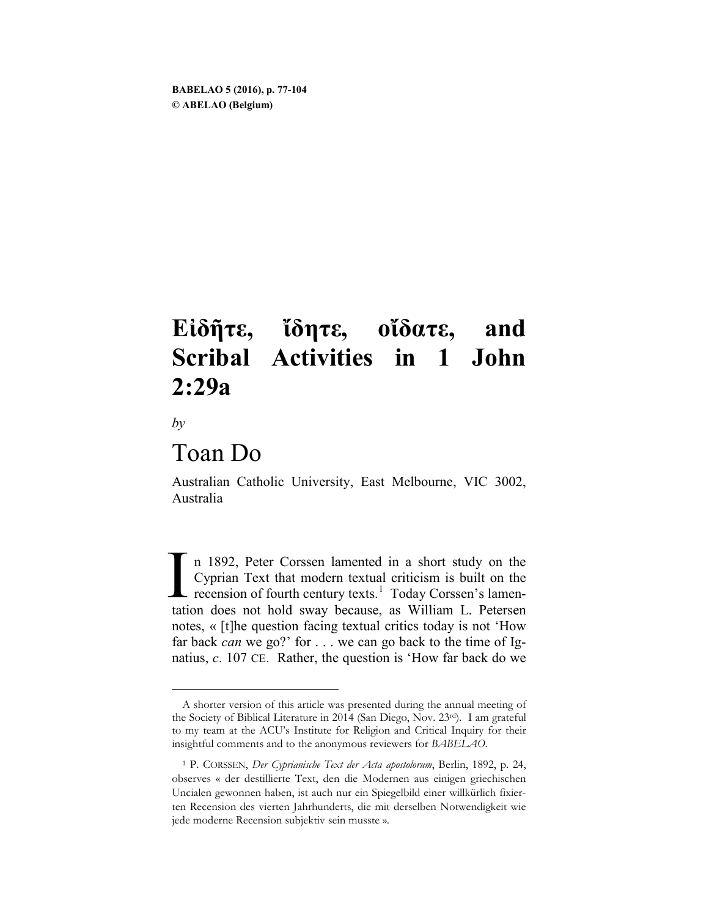BABELAO 5 (2016), p. 77-104
© ABELAO (Belgium)

# Εἰδῆτε, ἴδητε, οἴδατε, and Scribal Activities in 1 John 2:29a

*by*

## Toan Do

Australian Catholic University, East Melbourne, VIC 3002, Australia

In 1892, Peter Corssen lamented in a short study on the Cyprian Text that modern textual criticism is built on the recension of fourth century texts.[1] Today Corssen's lamentation does not hold sway because, as William L. Petersen notes, « [t]he question facing textual critics today is not 'How far back *can* we go?' for . . . we can go back to the time of Ignatius, *c*. 107 CE. Rather, the question is 'How far back do we

---

A shorter version of this article was presented during the annual meeting of the Society of Biblical Literature in 2014 (San Diego, Nov. 23rd). I am grateful to my team at the ACU's Institute for Religion and Critical Inquiry for their insightful comments and to the anonymous reviewers for *BABELAO*.

[1] P. CORSSEN, *Der Cyprianische Text der Acta apostolorum*, Berlin, 1892, p. 24, observes « der destillierte Text, den die Modernen aus einigen griechischen Uncialen gewonnen haben, ist auch nur ein Spiegelbild einer willkürlich fixierten Recension des vierten Jahrhunderts, die mit derselben Notwendigkeit wie jede moderne Recension subjektiv sein musste ».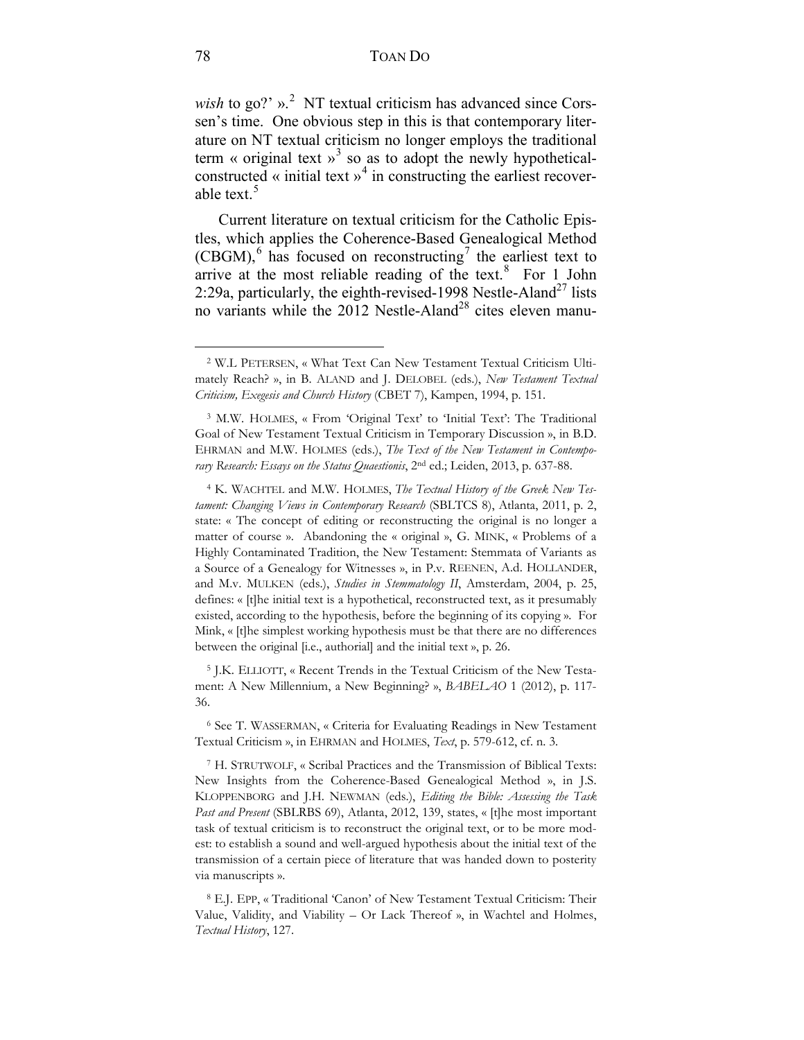*wish* to go?' ».[2] NT textual criticism has advanced since Corssen's time. One obvious step in this is that contemporary literature on NT textual criticism no longer employs the traditional term « original text »[3] so as to adopt the newly hypothetical-constructed « initial text »[4] in constructing the earliest recoverable text.[5]

Current literature on textual criticism for the Catholic Epistles, which applies the Coherence-Based Genealogical Method (CBGM),[6] has focused on reconstructing[7] the earliest text to arrive at the most reliable reading of the text.[8] For 1 John 2:29a, particularly, the eighth-revised-1998 Nestle-Aland[27] lists no variants while the 2012 Nestle-Aland[28] cites eleven manu-

---

[2] W.L PETERSEN, « What Text Can New Testament Textual Criticism Ultimately Reach? », in B. ALAND and J. DELOBEL (eds.), *New Testament Textual Criticism, Exegesis and Church History* (CBET 7), Kampen, 1994, p. 151.

[3] M.W. HOLMES, « From 'Original Text' to 'Initial Text': The Traditional Goal of New Testament Textual Criticism in Temporary Discussion », in B.D. EHRMAN and M.W. HOLMES (eds.), *The Text of the New Testament in Contemporary Research: Essays on the Status Quaestionis*, 2nd ed.; Leiden, 2013, p. 637-88.

[4] K. WACHTEL and M.W. HOLMES, *The Textual History of the Greek New Testament: Changing Views in Contemporary Research* (SBLTCS 8), Atlanta, 2011, p. 2, state: « The concept of editing or reconstructing the original is no longer a matter of course ». Abandoning the « original », G. MINK, « Problems of a Highly Contaminated Tradition, the New Testament: Stemmata of Variants as a Source of a Genealogy for Witnesses », in P.v. REENEN, A.d. HOLLANDER, and M.v. MULKEN (eds.), *Studies in Stemmatology II*, Amsterdam, 2004, p. 25, defines: « [t]he initial text is a hypothetical, reconstructed text, as it presumably existed, according to the hypothesis, before the beginning of its copying ». For Mink, « [t]he simplest working hypothesis must be that there are no differences between the original [i.e., authorial] and the initial text », p. 26.

[5] J.K. ELLIOTT, « Recent Trends in the Textual Criticism of the New Testament: A New Millennium, a New Beginning? », *BABELAO* 1 (2012), p. 117-36.

[6] See T. WASSERMAN, « Criteria for Evaluating Readings in New Testament Textual Criticism », in EHRMAN and HOLMES, *Text*, p. 579-612, cf. n. 3.

[7] H. STRUTWOLF, « Scribal Practices and the Transmission of Biblical Texts: New Insights from the Coherence-Based Genealogical Method », in J.S. KLOPPENBORG and J.H. NEWMAN (eds.), *Editing the Bible: Assessing the Task Past and Present* (SBLRBS 69), Atlanta, 2012, 139, states, « [t]he most important task of textual criticism is to reconstruct the original text, or to be more modest: to establish a sound and well-argued hypothesis about the initial text of the transmission of a certain piece of literature that was handed down to posterity via manuscripts ».

[8] E.J. EPP, « Traditional 'Canon' of New Testament Textual Criticism: Their Value, Validity, and Viability – Or Lack Thereof », in Wachtel and Holmes, *Textual History*, 127.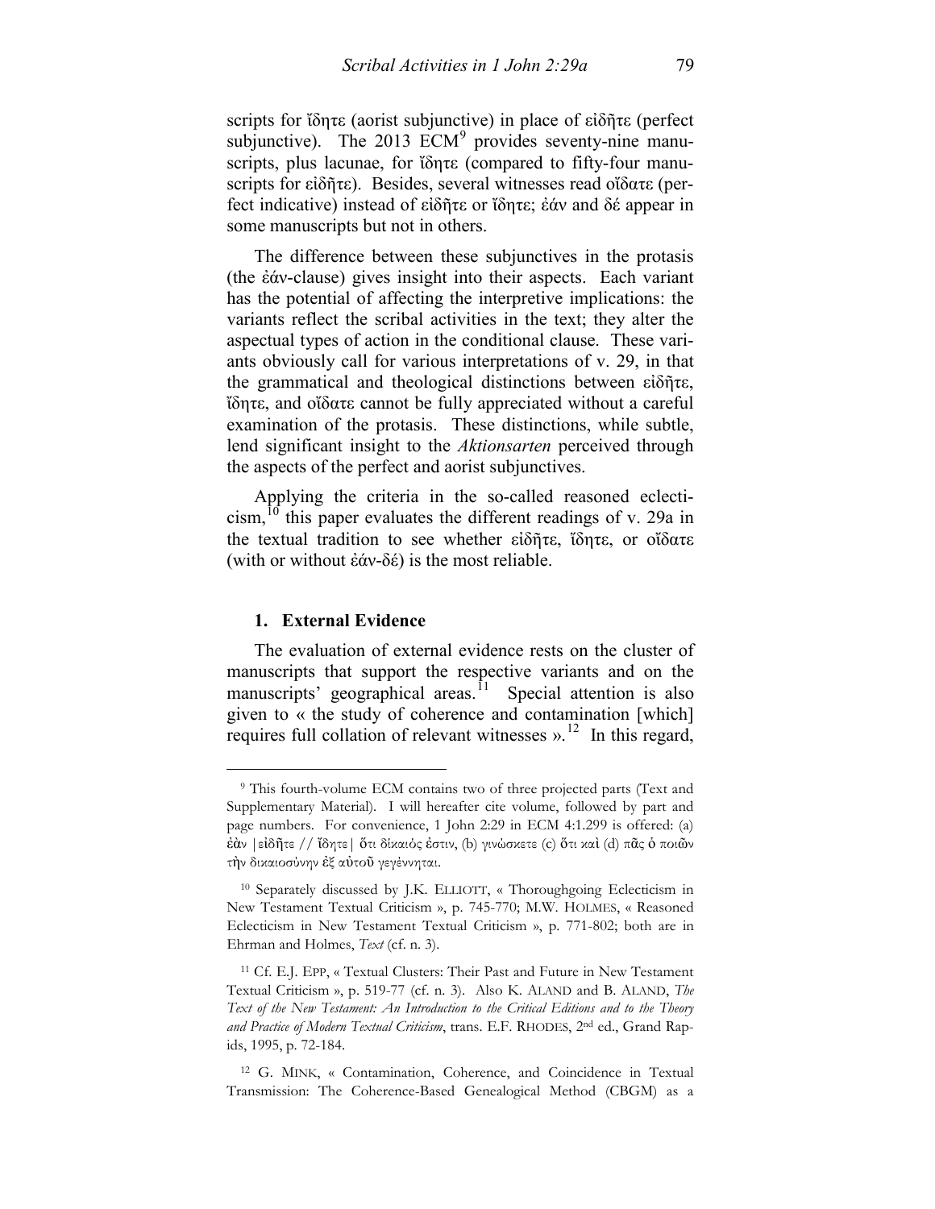scripts for ἴδητε (aorist subjunctive) in place of εἰδῆτε (perfect subjunctive). The 2013 ECM[9] provides seventy-nine manuscripts, plus lacunae, for ἴδητε (compared to fifty-four manuscripts for εἰδῆτε). Besides, several witnesses read οἴδατε (perfect indicative) instead of εἰδῆτε or ἴδητε; ἐάν and δέ appear in some manuscripts but not in others.

The difference between these subjunctives in the protasis (the ἐάν-clause) gives insight into their aspects. Each variant has the potential of affecting the interpretive implications: the variants reflect the scribal activities in the text; they alter the aspectual types of action in the conditional clause. These variants obviously call for various interpretations of v. 29, in that the grammatical and theological distinctions between εἰδῆτε, ἴδητε, and οἴδατε cannot be fully appreciated without a careful examination of the protasis. These distinctions, while subtle, lend significant insight to the *Aktionsarten* perceived through the aspects of the perfect and aorist subjunctives.

Applying the criteria in the so-called reasoned eclecticism,[10] this paper evaluates the different readings of v. 29a in the textual tradition to see whether εἰδῆτε, ἴδητε, or οἴδατε (with or without ἐάν-δέ) is the most reliable.

## 1. External Evidence

The evaluation of external evidence rests on the cluster of manuscripts that support the respective variants and on the manuscripts' geographical areas.[11] Special attention is also given to « the study of coherence and contamination [which] requires full collation of relevant witnesses ».[12] In this regard,

---

[9] This fourth-volume ECM contains two of three projected parts (Text and Supplementary Material). I will hereafter cite volume, followed by part and page numbers. For convenience, 1 John 2:29 in ECM 4:1.299 is offered: (a) ἐὰν | εἰδῆτε // ἴδητε | ὅτι δίκαιός ἐστιν, (b) γινώσκετε (c) ὅτι καὶ (d) πᾶς ὁ ποιῶν τὴν δικαιοσύνην ἐξ αὐτοῦ γεγέννηται.

[10] Separately discussed by J.K. ELLIOTT, « Thoroughgoing Eclecticism in New Testament Textual Criticism », p. 745-770; M.W. HOLMES, « Reasoned Eclecticism in New Testament Textual Criticism », p. 771-802; both are in Ehrman and Holmes, *Text* (cf. n. 3).

[11] Cf. E.J. EPP, « Textual Clusters: Their Past and Future in New Testament Textual Criticism », p. 519-77 (cf. n. 3). Also K. ALAND and B. ALAND, *The Text of the New Testament: An Introduction to the Critical Editions and to the Theory and Practice of Modern Textual Criticism*, trans. E.F. RHODES, 2nd ed., Grand Rapids, 1995, p. 72-184.

[12] G. MINK, « Contamination, Coherence, and Coincidence in Textual Transmission: The Coherence-Based Genealogical Method (CBGM) as a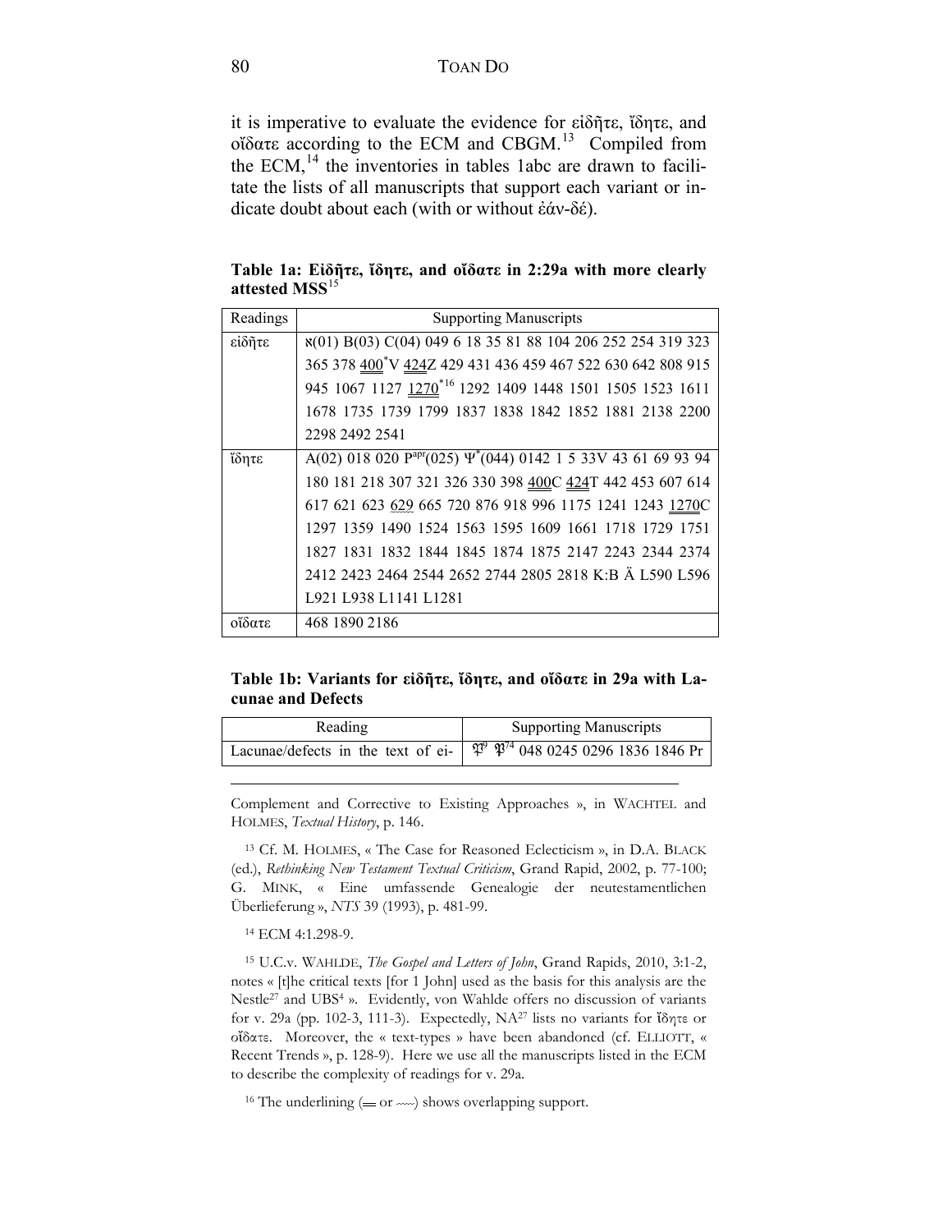it is imperative to evaluate the evidence for εἰδῆτε, ἴδητε, and οἴδατε according to the ECM and CBGM.[13] Compiled from the ECM,[14] the inventories in tables 1abc are drawn to facilitate the lists of all manuscripts that support each variant or indicate doubt about each (with or without ἐάν-δέ).

**Table 1a: Εἰδῆτε, ἴδητε, and οἴδατε in 2:29a with more clearly attested MSS**[15]

| Readings | Supporting Manuscripts |
|---|---|
| εἰδῆτε | ℵ(01) B(03) C(04) 049 6 18 35 81 88 104 206 252 254 319 323 365 378 <u>400</u>*V <u>424</u>Z 429 431 436 459 467 522 630 642 808 915 945 1067 1127 <u>1270</u>*[16] 1292 1409 1448 1501 1505 1523 1611 1678 1735 1739 1799 1837 1838 1842 1852 1881 2138 2200 2298 2492 2541 |
| ἴδητε | A(02) 018 020 P^apr(025) Ψ*(044) 0142 1 5 33V 43 61 69 93 94 180 181 218 307 321 326 330 398 <u>400</u>C <u>424</u>T 442 453 607 614 617 621 623 <u>629</u> 665 720 876 918 996 1175 1241 1243 <u>1270</u>C 1297 1359 1490 1524 1563 1595 1609 1661 1718 1729 1751 1827 1831 1832 1844 1845 1874 1875 2147 2243 2344 2374 2412 2423 2464 2544 2652 2744 2805 2818 K:B Ä L590 L596 L921 L938 L1141 L1281 |
| οἴδατε | 468 1890 2186 |

**Table 1b: Variants for εἰδῆτε, ἴδητε, and οἴδατε in 29a with Lacunae and Defects**

| Reading | Supporting Manuscripts |
|---|---|
| Lacunae/defects in the text of ei- | 𝔓⁹ 𝔓⁷⁴ 048 0245 0296 1836 1846 Pr |

Complement and Corrective to Existing Approaches », in WACHTEL and HOLMES, *Textual History*, p. 146.

[13] Cf. M. HOLMES, « The Case for Reasoned Eclecticism », in D.A. BLACK (ed.), *Rethinking New Testament Textual Criticism*, Grand Rapid, 2002, p. 77-100; G. MINK, « Eine umfassende Genealogie der neutestamentlichen Überlieferung », *NTS* 39 (1993), p. 481-99.

[14] ECM 4:1.298-9.

[15] U.C.v. WAHLDE, *The Gospel and Letters of John*, Grand Rapids, 2010, 3:1-2, notes « [t]he critical texts [for 1 John] used as the basis for this analysis are the Nestle[27] and UBS[4] ». Evidently, von Wahlde offers no discussion of variants for v. 29a (pp. 102-3, 111-3). Expectedly, NA[27] lists no variants for ἴδητε or οἴδατε. Moreover, the « text-types » have been abandoned (cf. ELLIOTT, « Recent Trends », p. 128-9). Here we use all the manuscripts listed in the ECM to describe the complexity of readings for v. 29a.

[16] The underlining (═ or ~~~) shows overlapping support.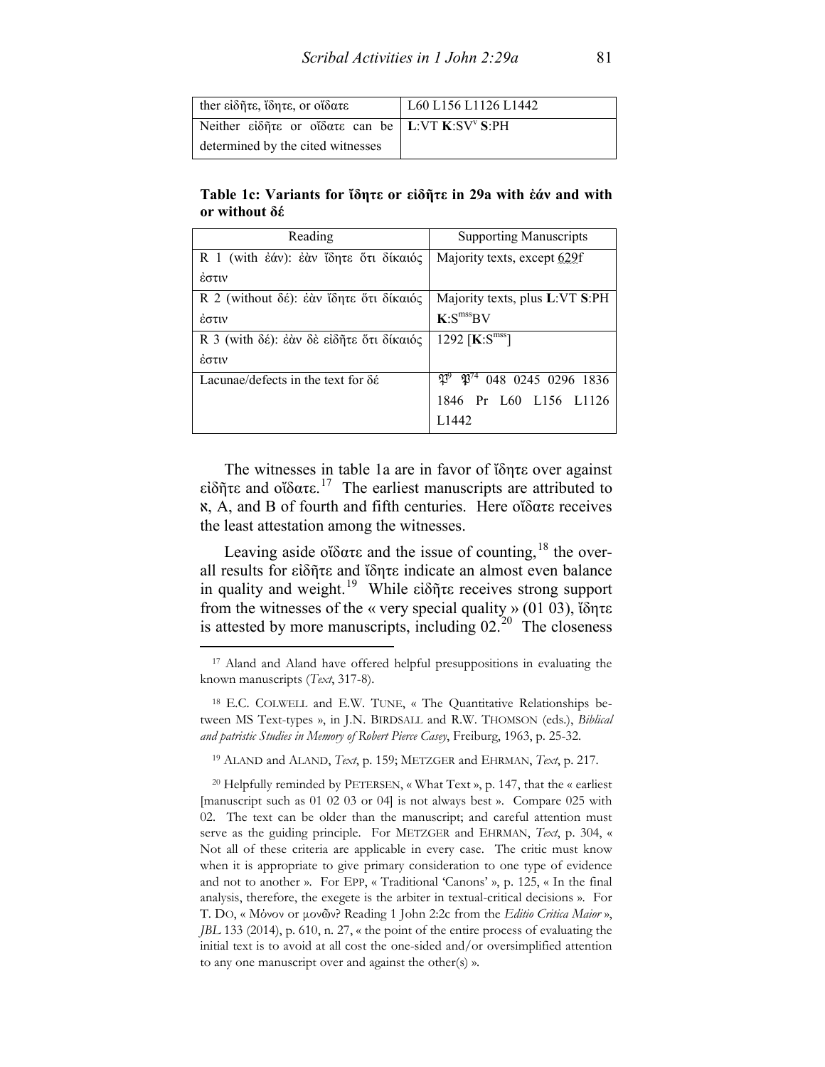| ther εἰδῆτε, ἴδητε, or οἴδατε | L60 L156 L1126 L1442 |
|---|---|
| Neither εἰδῆτε or οἴδατε can be determined by the cited witnesses | **L**:VT **K**:SV$^{v}$ **S**:PH |

**Table 1c: Variants for ἴδητε or εἰδῆτε in 29a with ἐάν and with or without δέ**

| Reading | Supporting Manuscripts |
|---|---|
| R 1 (with ἐάν): ἐὰν ἴδητε ὅτι δίκαιός ἐστιν | Majority texts, except 629f |
| R 2 (without δέ): ἐὰν ἴδητε ὅτι δίκαιός ἐστιν | Majority texts, plus **L**:VT **S**:PH **K**:S$^{mss}$BV |
| R 3 (with δέ): ἐὰν δὲ εἰδῆτε ὅτι δίκαιός ἐστιν | 1292 [**K**:S$^{mss}$] |
| Lacunae/defects in the text for δέ | 𝔓$^{9}$ 𝔓$^{74}$ 048 0245 0296 1836 1846 Pr L60 L156 L1126 L1442 |

The witnesses in table 1a are in favor of ἴδητε over against εἰδῆτε and οἴδατε.[17] The earliest manuscripts are attributed to ℵ, A, and B of fourth and fifth centuries. Here οἴδατε receives the least attestation among the witnesses.

Leaving aside οἴδατε and the issue of counting,[18] the overall results for εἰδῆτε and ἴδητε indicate an almost even balance in quality and weight.[19] While εἰδῆτε receives strong support from the witnesses of the « very special quality » (01 03), ἴδητε is attested by more manuscripts, including 02.[20] The closeness

---

[17] Aland and Aland have offered helpful presuppositions in evaluating the known manuscripts (*Text*, 317-8).

[18] E.C. COLWELL and E.W. TUNE, « The Quantitative Relationships between MS Text-types », in J.N. BIRDSALL and R.W. THOMSON (eds.), *Biblical and patristic Studies in Memory of Robert Pierce Casey*, Freiburg, 1963, p. 25-32.

[19] ALAND and ALAND, *Text*, p. 159; METZGER and EHRMAN, *Text*, p. 217.

[20] Helpfully reminded by PETERSEN, « What Text », p. 147, that the « earliest [manuscript such as 01 02 03 or 04] is not always best ». Compare 025 with 02. The text can be older than the manuscript; and careful attention must serve as the guiding principle. For METZGER and EHRMAN, *Text*, p. 304, « Not all of these criteria are applicable in every case. The critic must know when it is appropriate to give primary consideration to one type of evidence and not to another ». For EPP, « Traditional 'Canons' », p. 125, « In the final analysis, therefore, the exegete is the arbiter in textual-critical decisions ». For T. DO, « Μόνον or μονῶν? Reading 1 John 2:2c from the *Editio Critica Maior* », *JBL* 133 (2014), p. 610, n. 27, « the point of the entire process of evaluating the initial text is to avoid at all cost the one-sided and/or oversimplified attention to any one manuscript over and against the other(s) ».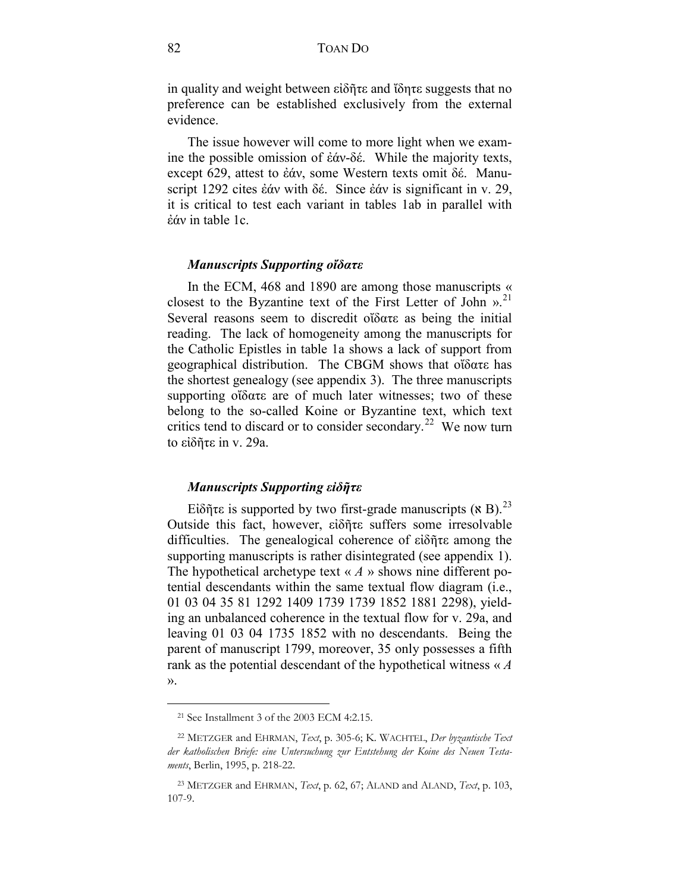in quality and weight between εἰδῆτε and ἴδητε suggests that no preference can be established exclusively from the external evidence.

The issue however will come to more light when we examine the possible omission of ἐάν-δέ. While the majority texts, except 629, attest to ἐάν, some Western texts omit δέ. Manuscript 1292 cites ἐάν with δέ. Since ἐάν is significant in v. 29, it is critical to test each variant in tables 1ab in parallel with ἐάν in table 1c.

### *Manuscripts Supporting οἴδατε*

In the ECM, 468 and 1890 are among those manuscripts « closest to the Byzantine text of the First Letter of John ».[21] Several reasons seem to discredit οἴδατε as being the initial reading. The lack of homogeneity among the manuscripts for the Catholic Epistles in table 1a shows a lack of support from geographical distribution. The CBGM shows that οἴδατε has the shortest genealogy (see appendix 3). The three manuscripts supporting οἴδατε are of much later witnesses; two of these belong to the so-called Koine or Byzantine text, which text critics tend to discard or to consider secondary.[22] We now turn to εἰδῆτε in v. 29a.

### *Manuscripts Supporting εἰδῆτε*

Εἰδῆτε is supported by two first-grade manuscripts (א B).[23] Outside this fact, however, εἰδῆτε suffers some irresolvable difficulties. The genealogical coherence of εἰδῆτε among the supporting manuscripts is rather disintegrated (see appendix 1). The hypothetical archetype text « *A* » shows nine different potential descendants within the same textual flow diagram (i.e., 01 03 04 35 81 1292 1409 1739 1739 1852 1881 2298), yielding an unbalanced coherence in the textual flow for v. 29a, and leaving 01 03 04 1735 1852 with no descendants. Being the parent of manuscript 1799, moreover, 35 only possesses a fifth rank as the potential descendant of the hypothetical witness « *A* ».

---

[21] See Installment 3 of the 2003 ECM 4:2.15.

[22] METZGER and EHRMAN, *Text*, p. 305-6; K. WACHTEL, *Der byzantische Text der katholischen Briefe: eine Untersuchung zur Entstehung der Koine des Neuen Testaments*, Berlin, 1995, p. 218-22.

[23] METZGER and EHRMAN, *Text*, p. 62, 67; ALAND and ALAND, *Text*, p. 103, 107-9.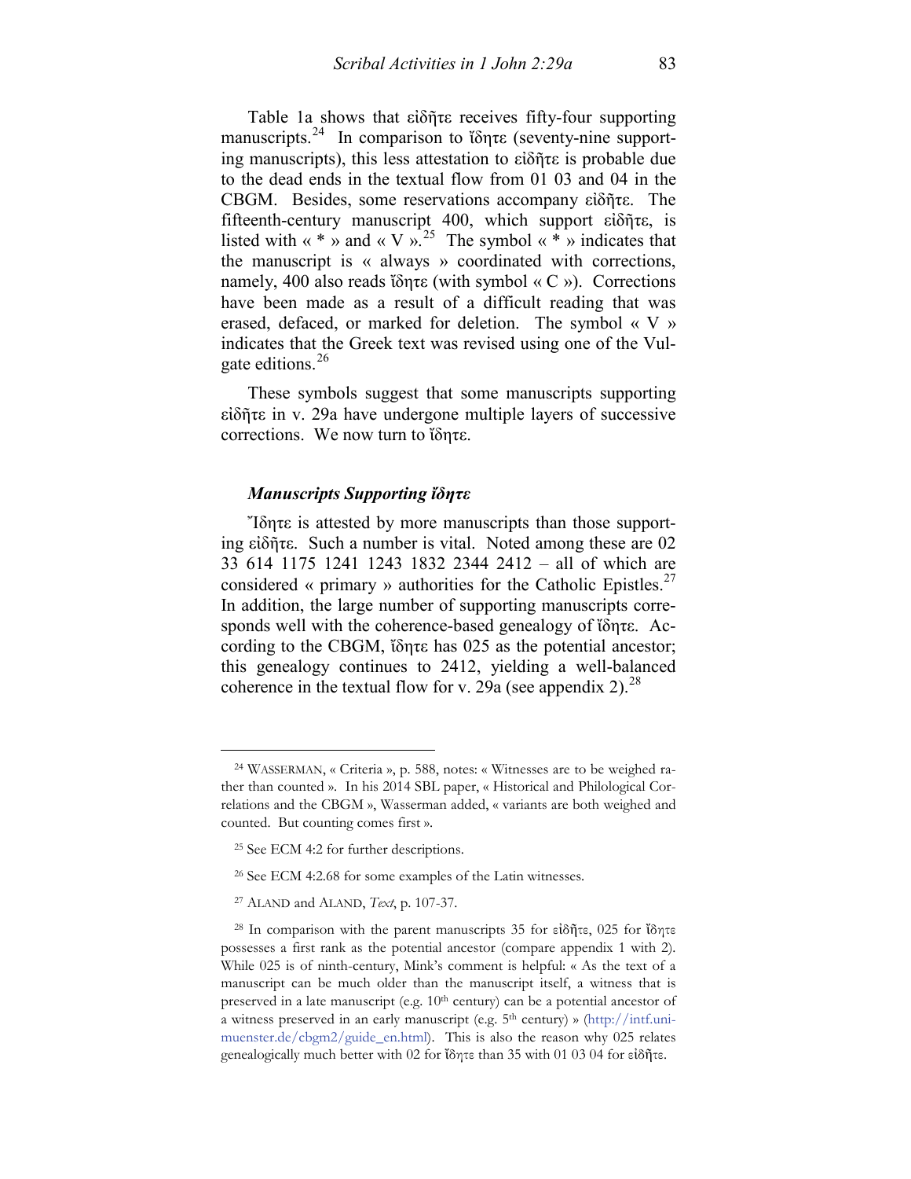Table 1a shows that εἰδῆτε receives fifty-four supporting manuscripts.[24] In comparison to ἴδητε (seventy-nine supporting manuscripts), this less attestation to εἰδῆτε is probable due to the dead ends in the textual flow from 01 03 and 04 in the CBGM. Besides, some reservations accompany εἰδῆτε. The fifteenth-century manuscript 400, which support εἰδῆτε, is listed with « * » and « V ».[25] The symbol « * » indicates that the manuscript is « always » coordinated with corrections, namely, 400 also reads ἴδητε (with symbol « C »). Corrections have been made as a result of a difficult reading that was erased, defaced, or marked for deletion. The symbol « V » indicates that the Greek text was revised using one of the Vulgate editions.[26]

These symbols suggest that some manuscripts supporting εἰδῆτε in v. 29a have undergone multiple layers of successive corrections. We now turn to ἴδητε.

### *Manuscripts Supporting ἴδητε*

Ἴδητε is attested by more manuscripts than those supporting εἰδῆτε. Such a number is vital. Noted among these are 02 33 614 1175 1241 1243 1832 2344 2412 – all of which are considered « primary » authorities for the Catholic Epistles.[27] In addition, the large number of supporting manuscripts corresponds well with the coherence-based genealogy of ἴδητε. According to the CBGM, ἴδητε has 025 as the potential ancestor; this genealogy continues to 2412, yielding a well-balanced coherence in the textual flow for v. 29a (see appendix 2).[28]

---

[24] WASSERMAN, « Criteria », p. 588, notes: « Witnesses are to be weighed rather than counted ». In his 2014 SBL paper, « Historical and Philological Correlations and the CBGM », Wasserman added, « variants are both weighed and counted. But counting comes first ».

[25] See ECM 4:2 for further descriptions.

[26] See ECM 4:2.68 for some examples of the Latin witnesses.

[27] ALAND and ALAND, *Text*, p. 107-37.

[28] In comparison with the parent manuscripts 35 for εἰδῆτε, 025 for ἴδητε possesses a first rank as the potential ancestor (compare appendix 1 with 2). While 025 is of ninth-century, Mink's comment is helpful: « As the text of a manuscript can be much older than the manuscript itself, a witness that is preserved in a late manuscript (e.g. 10th century) can be a potential ancestor of a witness preserved in an early manuscript (e.g. 5th century) » (http://intf.uni-muenster.de/cbgm2/guide_en.html). This is also the reason why 025 relates genealogically much better with 02 for ἴδητε than 35 with 01 03 04 for εἰδῆτε.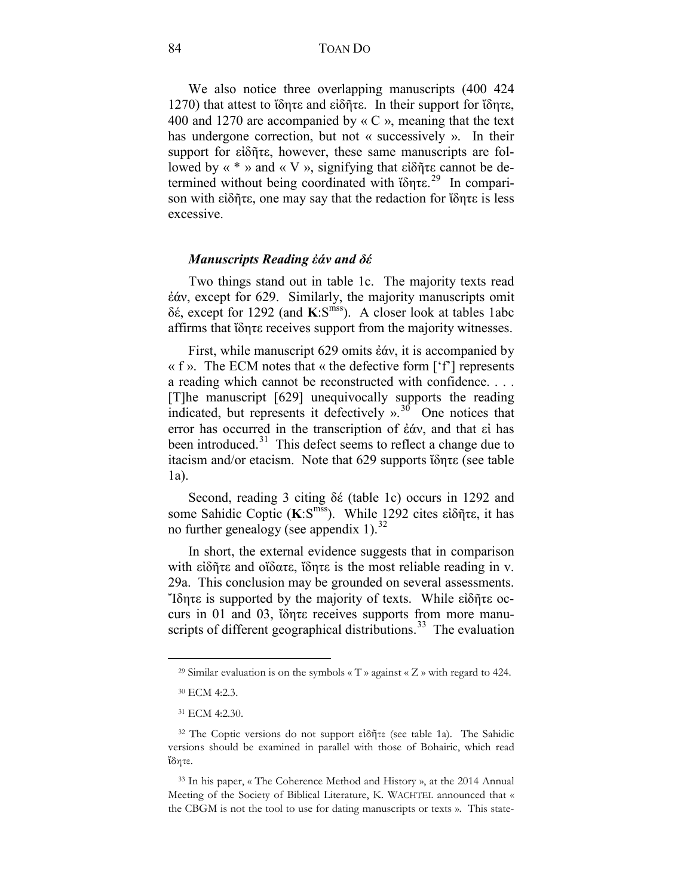We also notice three overlapping manuscripts (400 424 1270) that attest to ἴδητε and εἰδῆτε. In their support for ἴδητε, 400 and 1270 are accompanied by « C », meaning that the text has undergone correction, but not « successively ». In their support for εἰδῆτε, however, these same manuscripts are followed by « * » and « V », signifying that εἰδῆτε cannot be determined without being coordinated with ἴδητε.[29] In comparison with εἰδῆτε, one may say that the redaction for ἴδητε is less excessive.

### *Manuscripts Reading ἐάν and δέ*

Two things stand out in table 1c. The majority texts read ἐάν, except for 629. Similarly, the majority manuscripts omit δέ, except for 1292 (and **K**:S$^{mss}$). A closer look at tables 1abc affirms that ἴδητε receives support from the majority witnesses.

First, while manuscript 629 omits ἐάν, it is accompanied by « f ». The ECM notes that « the defective form ['f'] represents a reading which cannot be reconstructed with confidence. . . . [T]he manuscript [629] unequivocally supports the reading indicated, but represents it defectively ».[30] One notices that error has occurred in the transcription of ἐάν, and that εἰ has been introduced.[31] This defect seems to reflect a change due to itacism and/or etacism. Note that 629 supports ἴδητε (see table 1a).

Second, reading 3 citing δέ (table 1c) occurs in 1292 and some Sahidic Coptic (**K**:S$^{mss}$). While 1292 cites εἰδῆτε, it has no further genealogy (see appendix 1).[32]

In short, the external evidence suggests that in comparison with εἰδῆτε and οἴδατε, ἴδητε is the most reliable reading in v. 29a. This conclusion may be grounded on several assessments. Ἴδητε is supported by the majority of texts. While εἰδῆτε occurs in 01 and 03, ἴδητε receives supports from more manuscripts of different geographical distributions.[33] The evaluation

---

[29] Similar evaluation is on the symbols « T » against « Z » with regard to 424.

[30] ECM 4:2.3.

[31] ECM 4:2.30.

[32] The Coptic versions do not support εἰδῆτε (see table 1a). The Sahidic versions should be examined in parallel with those of Bohairic, which read ἴδητε.

[33] In his paper, « The Coherence Method and History », at the 2014 Annual Meeting of the Society of Biblical Literature, K. WACHTEL announced that « the CBGM is not the tool to use for dating manuscripts or texts ». This state-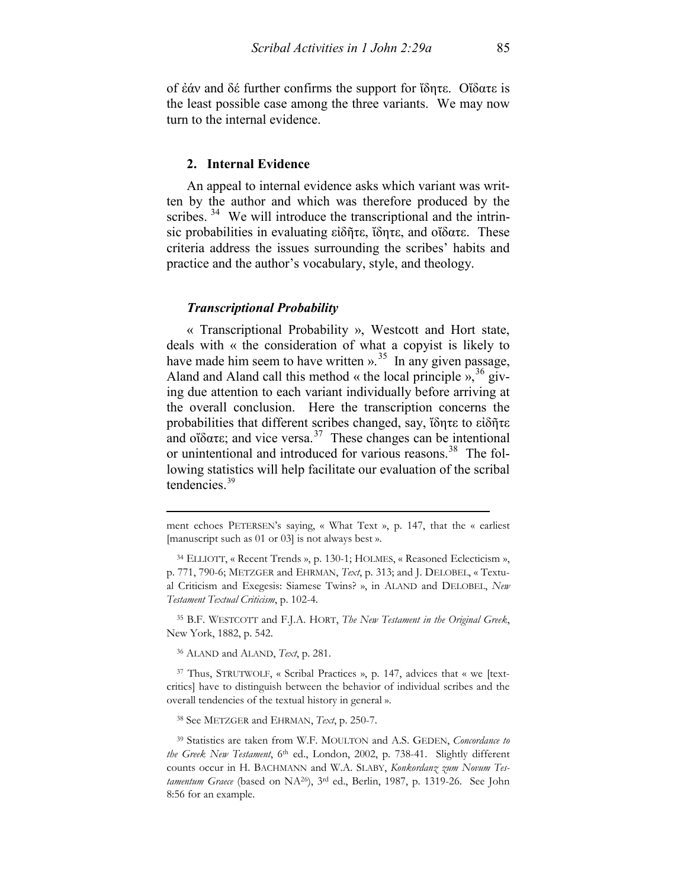of ἐάν and δέ further confirms the support for ἴδητε. Οἴδατε is the least possible case among the three variants. We may now turn to the internal evidence.

## 2. Internal Evidence

An appeal to internal evidence asks which variant was written by the author and which was therefore produced by the scribes.[34] We will introduce the transcriptional and the intrinsic probabilities in evaluating εἰδῆτε, ἴδητε, and οἴδατε. These criteria address the issues surrounding the scribes' habits and practice and the author's vocabulary, style, and theology.

### *Transcriptional Probability*

« Transcriptional Probability », Westcott and Hort state, deals with « the consideration of what a copyist is likely to have made him seem to have written ».[35] In any given passage, Aland and Aland call this method « the local principle »,[36] giving due attention to each variant individually before arriving at the overall conclusion. Here the transcription concerns the probabilities that different scribes changed, say, ἴδητε to εἰδῆτε and οἴδατε; and vice versa.[37] These changes can be intentional or unintentional and introduced for various reasons.[38] The following statistics will help facilitate our evaluation of the scribal tendencies.[39]

---

ment echoes PETERSEN's saying, « What Text », p. 147, that the « earliest [manuscript such as 01 or 03] is not always best ».

[34] ELLIOTT, « Recent Trends », p. 130-1; HOLMES, « Reasoned Eclecticism », p. 771, 790-6; METZGER and EHRMAN, *Text*, p. 313; and J. DELOBEL, « Textual Criticism and Exegesis: Siamese Twins? », in ALAND and DELOBEL, *New Testament Textual Criticism*, p. 102-4.

[35] B.F. WESTCOTT and F.J.A. HORT, *The New Testament in the Original Greek*, New York, 1882, p. 542.

[36] ALAND and ALAND, *Text*, p. 281.

[37] Thus, STRUTWOLF, « Scribal Practices », p. 147, advices that « we [text-critics] have to distinguish between the behavior of individual scribes and the overall tendencies of the textual history in general ».

[38] See METZGER and EHRMAN, *Text*, p. 250-7.

[39] Statistics are taken from W.F. MOULTON and A.S. GEDEN, *Concordance to the Greek New Testament*, 6th ed., London, 2002, p. 738-41. Slightly different counts occur in H. BACHMANN and W.A. SLABY, *Konkordanz zum Novum Testamentum Graece* (based on NA26), 3rd ed., Berlin, 1987, p. 1319-26. See John 8:56 for an example.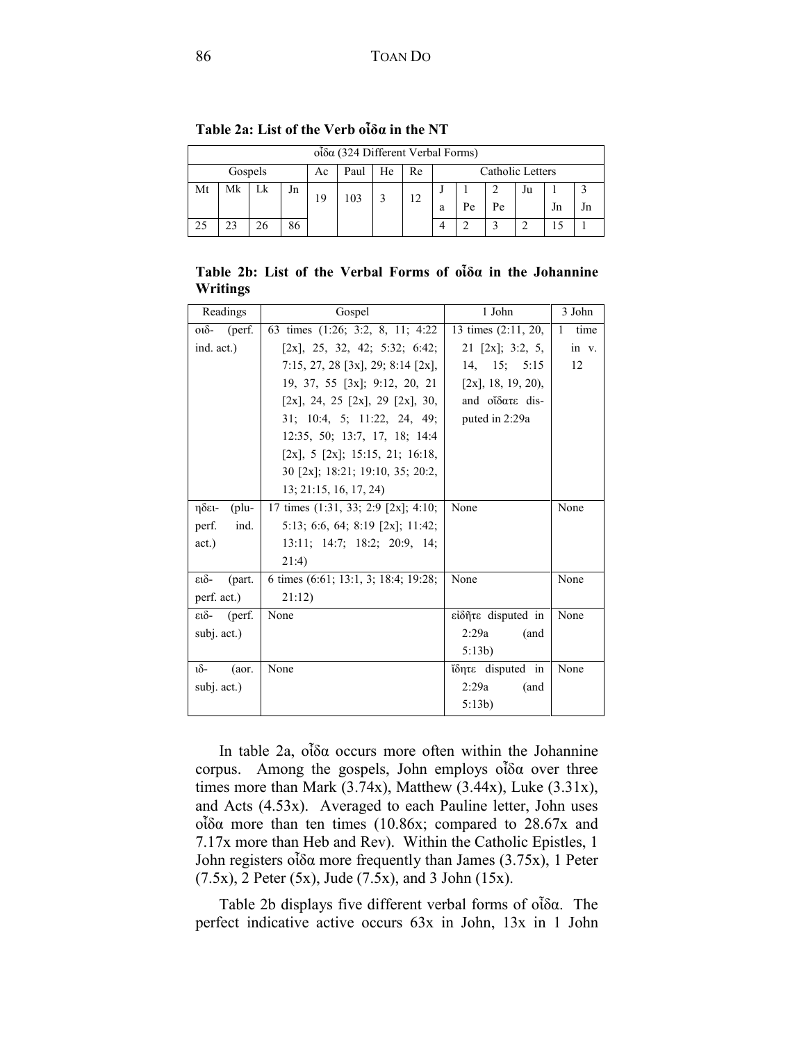**Table 2a: List of the Verb οἶδα in the NT**

| οἶδα (324 Different Verbal Forms) | | | | | | | | | | | | | | |
|---|---|---|---|---|---|---|---|---|---|---|---|---|---|---|
| Gospels | | | | Ac | Paul | He | Re | Catholic Letters | | | | | | |
| Mt | Mk | Lk | Jn | 19 | 103 | 3 | 12 | Ja | 1 Pe | 2 Pe | Ju | 1 Jn | 3 Jn |
| 25 | 23 | 26 | 86 | | | | | 4 | 2 | 3 | 2 | 15 | 1 |

**Table 2b: List of the Verbal Forms of οἶδα in the Johannine Writings**

| Readings | Gospel | 1 John | 3 John |
|---|---|---|---|
| οιδ- (perf. ind. act.) | 63 times (1:26; 3:2, 8, 11; 4:22 [2x], 25, 32, 42; 5:32; 6:42; 7:15, 27, 28 [3x], 29; 8:14 [2x], 19, 37, 55 [3x]; 9:12, 20, 21 [2x], 24, 25 [2x], 29 [2x], 30, 31; 10:4, 5; 11:22, 24, 49; 12:35, 50; 13:7, 17, 18; 14:4 [2x], 5 [2x]; 15:15, 21; 16:18, 30 [2x]; 18:21; 19:10, 35; 20:2, 13; 21:15, 16, 17, 24) | 13 times (2:11, 20, 21 [2x]; 3:2, 5, 14, 15; 5:15 [2x], 18, 19, 20), and οἴδατε disputed in 2:29a | 1 time in v. 12 |
| ηδει- (pluperf. ind. act.) | 17 times (1:31, 33; 2:9 [2x]; 4:10; 5:13; 6:6, 64; 8:19 [2x]; 11:42; 13:11; 14:7; 18:2; 20:9, 14; 21:4) | None | None |
| ειδ- (part. perf. act.) | 6 times (6:61; 13:1, 3; 18:4; 19:28; 21:12) | None | None |
| ειδ- (perf. subj. act.) | None | εἰδῆτε disputed in 2:29a (and 5:13b) | None |
| ιδ- (aor. subj. act.) | None | ἴδητε disputed in 2:29a (and 5:13b) | None |

In table 2a, οἶδα occurs more often within the Johannine corpus. Among the gospels, John employs οἶδα over three times more than Mark (3.74x), Matthew (3.44x), Luke (3.31x), and Acts (4.53x). Averaged to each Pauline letter, John uses οἶδα more than ten times (10.86x; compared to 28.67x and 7.17x more than Heb and Rev). Within the Catholic Epistles, 1 John registers οἶδα more frequently than James (3.75x), 1 Peter (7.5x), 2 Peter (5x), Jude (7.5x), and 3 John (15x).

Table 2b displays five different verbal forms of οἶδα. The perfect indicative active occurs 63x in John, 13x in 1 John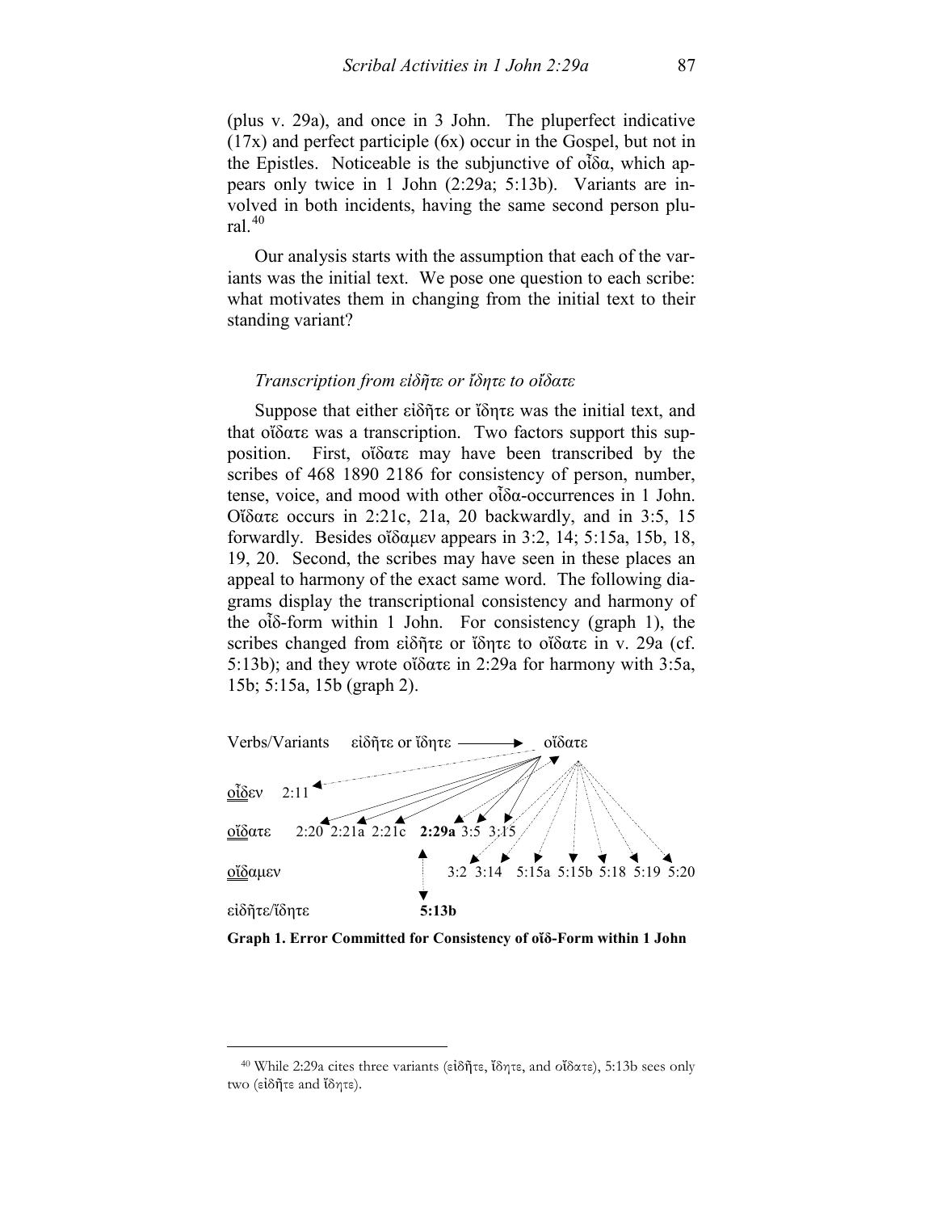(plus v. 29a), and once in 3 John. The pluperfect indicative (17x) and perfect participle (6x) occur in the Gospel, but not in the Epistles. Noticeable is the subjunctive of οἶδα, which appears only twice in 1 John (2:29a; 5:13b). Variants are involved in both incidents, having the same second person plural.[40]

Our analysis starts with the assumption that each of the variants was the initial text. We pose one question to each scribe: what motivates them in changing from the initial text to their standing variant?

### *Transcription from εἰδῆτε or ἴδητε to οἴδατε*

Suppose that either εἰδῆτε or ἴδητε was the initial text, and that οἴδατε was a transcription. Two factors support this supposition. First, οἴδατε may have been transcribed by the scribes of 468 1890 2186 for consistency of person, number, tense, voice, and mood with other οἶδα-occurrences in 1 John. Οἴδατε occurs in 2:21c, 21a, 20 backwardly, and in 3:5, 15 forwardly. Besides οἴδαμεν appears in 3:2, 14; 5:15a, 15b, 18, 19, 20. Second, the scribes may have seen in these places an appeal to harmony of the exact same word. The following diagrams display the transcriptional consistency and harmony of the οἶδ-form within 1 John. For consistency (graph 1), the scribes changed from εἰδῆτε or ἴδητε to οἴδατε in v. 29a (cf. 5:13b); and they wrote οἴδατε in 2:29a for harmony with 3:5a, 15b; 5:15a, 15b (graph 2).

```
Verbs/Variants    εἰδῆτε or ἴδητε ————→  οἴδατε

οἶδεν     2:11

οἴδατε     2:20  2:21a  2:21c   2:29a  3:5  3:15

οἴδαμεν                                3:2  3:14   5:15a  5:15b  5:18  5:19  5:20

εἰδῆτε/ἴδητε                   5:13b
```

**Graph 1. Error Committed for Consistency of οἴδ-Form within 1 John**

[40] While 2:29a cites three variants (εἰδῆτε, ἴδητε, and οἴδατε), 5:13b sees only two (εἰδῆτε and ἴδητε).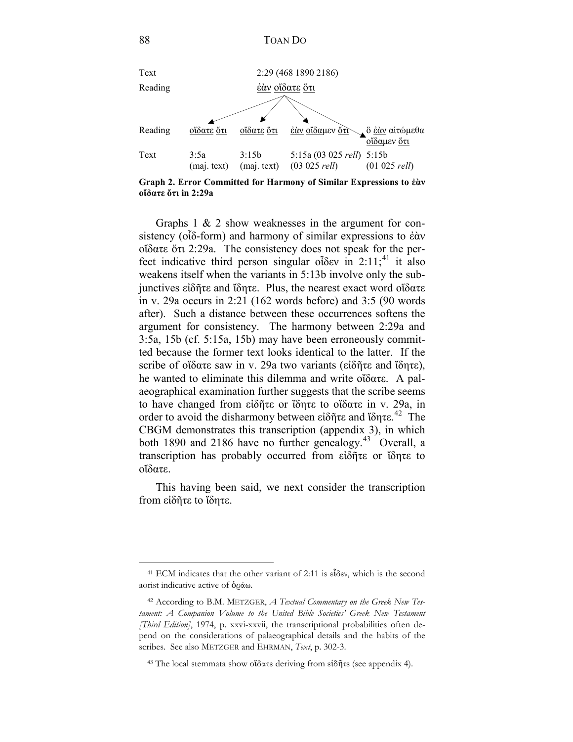| Text | | 2:29 (468 1890 2186) | | |
|---|---|---|---|---|
| Reading | | ἐὰν οἴδατε ὅτι | | |
| Reading | οἴδατε ὅτι | οἴδατε ὅτι | ἐὰν οἴδαμεν ὅτι | ὃ ἐὰν αἰτώμεθα οἴδαμεν ὅτι |
| Text | 3:5a (maj. text) | 3:15b (maj. text) | 5:15a (03 025 *rell*) | 5:15b (01 025 *rell*) |

**Graph 2. Error Committed for Harmony of Similar Expressions to ἐὰν οἴδατε ὅτι in 2:29a**

Graphs 1 & 2 show weaknesses in the argument for consistency (οἶδ-form) and harmony of similar expressions to ἐὰν οἴδατε ὅτι 2:29a. The consistency does not speak for the perfect indicative third person singular οἶδεν in 2:11;[41] it also weakens itself when the variants in 5:13b involve only the subjunctives εἰδῆτε and ἴδητε. Plus, the nearest exact word οἴδατε in v. 29a occurs in 2:21 (162 words before) and 3:5 (90 words after). Such a distance between these occurrences softens the argument for consistency. The harmony between 2:29a and 3:5a, 15b (cf. 5:15a, 15b) may have been erroneously committed because the former text looks identical to the latter. If the scribe of οἴδατε saw in v. 29a two variants (εἰδῆτε and ἴδητε), he wanted to eliminate this dilemma and write οἴδατε. A palaeographical examination further suggests that the scribe seems to have changed from εἰδῆτε or ἴδητε to οἴδατε in v. 29a, in order to avoid the disharmony between εἰδῆτε and ἴδητε.[42] The CBGM demonstrates this transcription (appendix 3), in which both 1890 and 2186 have no further genealogy.[43] Overall, a transcription has probably occurred from εἰδῆτε or ἴδητε to οἴδατε.

This having been said, we next consider the transcription from εἰδῆτε to ἴδητε.

---

[41] ECM indicates that the other variant of 2:11 is εἶδεν, which is the second aorist indicative active of ὁράω.

[42] According to B.M. METZGER, *A Textual Commentary on the Greek New Testament: A Companion Volume to the United Bible Societies' Greek New Testament [Third Edition]*, 1974, p. xxvi-xxvii, the transcriptional probabilities often depend on the considerations of palaeographical details and the habits of the scribes. See also METZGER and EHRMAN, *Text*, p. 302-3.

[43] The local stemmata show οἴδατε deriving from εἰδῆτε (see appendix 4).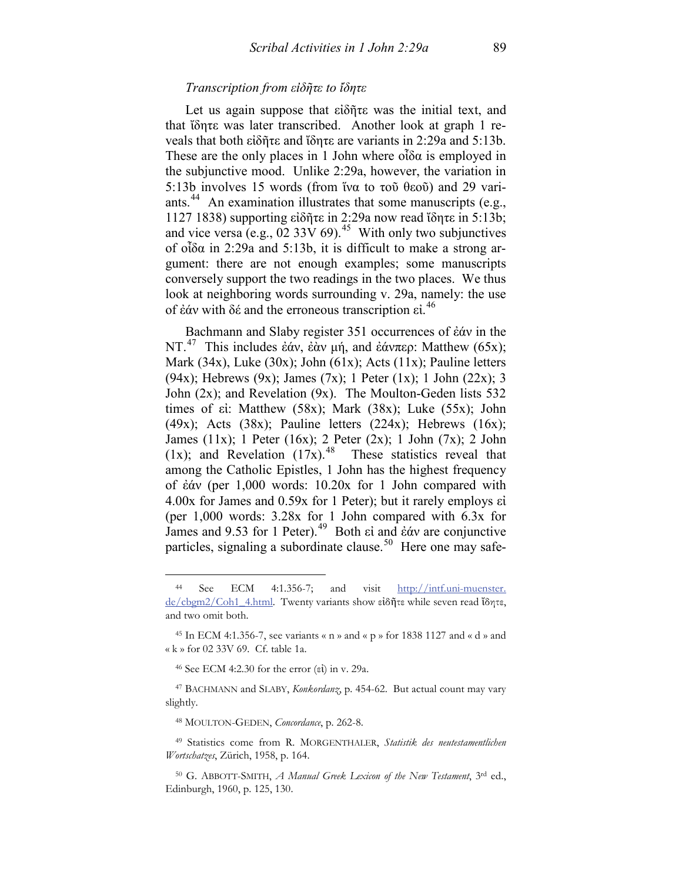*Transcription from εἰδῆτε to ἴδητε*

Let us again suppose that εἰδῆτε was the initial text, and that ἴδητε was later transcribed. Another look at graph 1 reveals that both εἰδῆτε and ἴδητε are variants in 2:29a and 5:13b. These are the only places in 1 John where οἶδα is employed in the subjunctive mood. Unlike 2:29a, however, the variation in 5:13b involves 15 words (from ἵνα to τοῦ θεοῦ) and 29 variants.[44] An examination illustrates that some manuscripts (e.g., 1127 1838) supporting εἰδῆτε in 2:29a now read ἴδητε in 5:13b; and vice versa (e.g., 02 33V 69).[45] With only two subjunctives of οἶδα in 2:29a and 5:13b, it is difficult to make a strong argument: there are not enough examples; some manuscripts conversely support the two readings in the two places. We thus look at neighboring words surrounding v. 29a, namely: the use of ἐάν with δέ and the erroneous transcription ει.[46]

Bachmann and Slaby register 351 occurrences of ἐάν in the NT.[47] This includes ἐάν, ἐὰν μή, and ἐάνπερ: Matthew (65x); Mark (34x), Luke (30x); John (61x); Acts (11x); Pauline letters (94x); Hebrews (9x); James (7x); 1 Peter (1x); 1 John (22x); 3 John (2x); and Revelation (9x). The Moulton-Geden lists 532 times of εἰ: Matthew (58x); Mark (38x); Luke (55x); John (49x); Acts (38x); Pauline letters (224x); Hebrews (16x); James (11x); 1 Peter (16x); 2 Peter (2x); 1 John (7x); 2 John (1x); and Revelation (17x).[48] These statistics reveal that among the Catholic Epistles, 1 John has the highest frequency of ἐάν (per 1,000 words: 10.20x for 1 John compared with 4.00x for James and 0.59x for 1 Peter); but it rarely employs εἰ (per 1,000 words: 3.28x for 1 John compared with 6.3x for James and 9.53 for 1 Peter).[49] Both εἰ and ἐάν are conjunctive particles, signaling a subordinate clause.[50] Here one may safe-

---

[44] See ECM 4:1.356-7; and visit http://intf.uni-muenster.de/cbgm2/Coh1_4.html. Twenty variants show εἰδῆτε while seven read ἴδητε, and two omit both.

[45] In ECM 4:1.356-7, see variants « n » and « p » for 1838 1127 and « d » and « k » for 02 33V 69. Cf. table 1a.

[46] See ECM 4:2.30 for the error (εἰ) in v. 29a.

[47] BACHMANN and SLABY, *Konkordanz*, p. 454-62. But actual count may vary slightly.

[48] MOULTON-GEDEN, *Concordance*, p. 262-8.

[49] Statistics come from R. MORGENTHALER, *Statistik des neutestamentlichen Wortschatzes*, Zürich, 1958, p. 164.

[50] G. ABBOTT-SMITH, *A Manual Greek Lexicon of the New Testament*, 3rd ed., Edinburgh, 1960, p. 125, 130.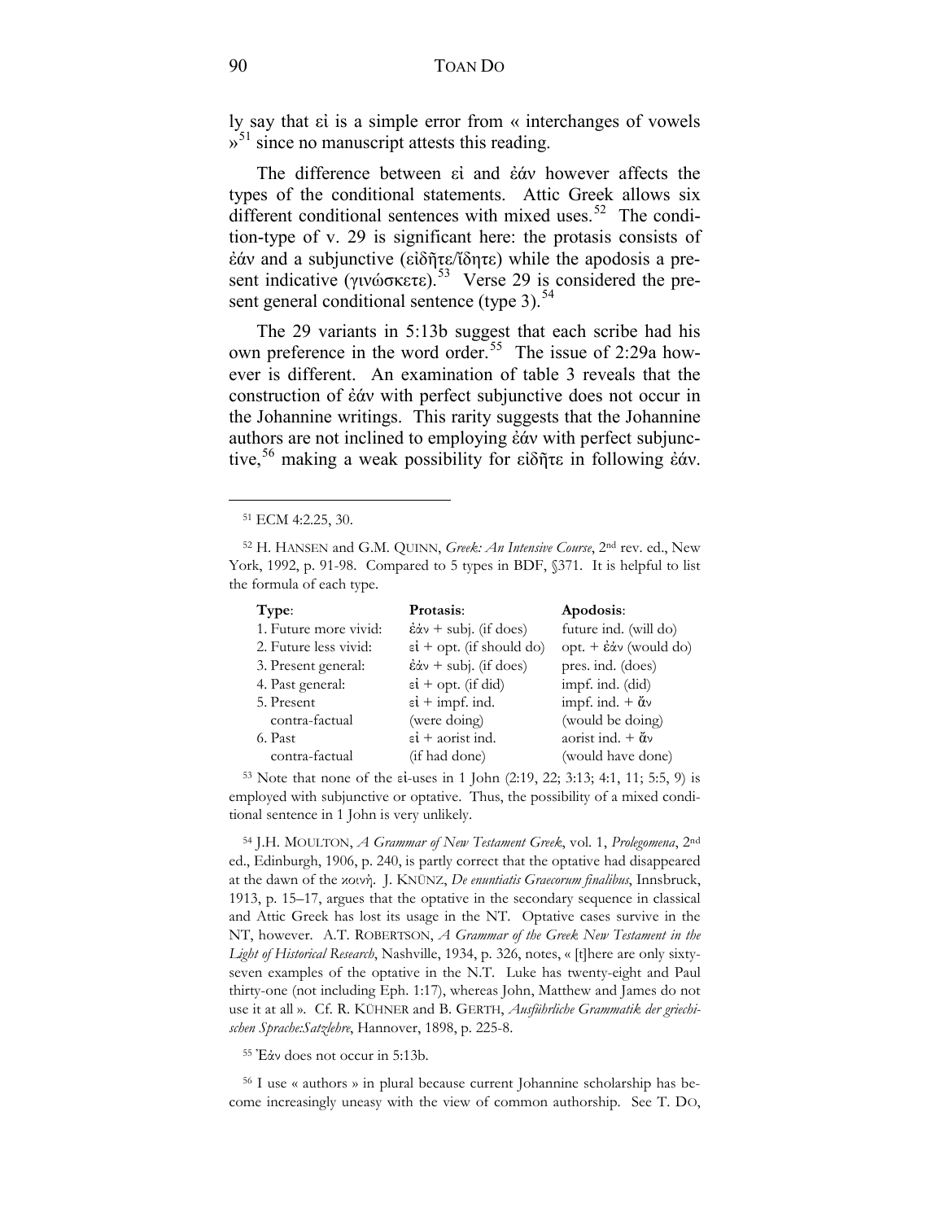ly say that εἰ is a simple error from « interchanges of vowels »[51] since no manuscript attests this reading.

The difference between εἰ and ἐάν however affects the types of the conditional statements. Attic Greek allows six different conditional sentences with mixed uses.[52] The condition-type of v. 29 is significant here: the protasis consists of ἐάν and a subjunctive (εἰδῆτε/ἴδητε) while the apodosis a present indicative (γινώσκετε).[53] Verse 29 is considered the present general conditional sentence (type 3).[54]

The 29 variants in 5:13b suggest that each scribe had his own preference in the word order.[55] The issue of 2:29a however is different. An examination of table 3 reveals that the construction of ἐάν with perfect subjunctive does not occur in the Johannine writings. This rarity suggests that the Johannine authors are not inclined to employing ἐάν with perfect subjunctive,[56] making a weak possibility for εἰδῆτε in following ἐάν.

---

[51] ECM 4:2.25, 30.

[52] H. Hansen and G.M. Quinn, *Greek: An Intensive Course*, 2nd rev. ed., New York, 1992, p. 91-98. Compared to 5 types in BDF, §371. It is helpful to list the formula of each type.

| **Type**: | **Protasis**: | **Apodosis**: |
|---|---|---|
| 1. Future more vivid: | ἐάν + subj. (if does) | future ind. (will do) |
| 2. Future less vivid: | εἰ + opt. (if should do) | opt. + ἐάν (would do) |
| 3. Present general: | ἐάν + subj. (if does) | pres. ind. (does) |
| 4. Past general: | εἰ + opt. (if did) | impf. ind. (did) |
| 5. Present contra-factual | εἰ + impf. ind. (were doing) | impf. ind. + ἄν (would be doing) |
| 6. Past contra-factual | εἰ + aorist ind. (if had done) | aorist ind. + ἄν (would have done) |

[53] Note that none of the εἰ-uses in 1 John (2:19, 22; 3:13; 4:1, 11; 5:5, 9) is employed with subjunctive or optative. Thus, the possibility of a mixed conditional sentence in 1 John is very unlikely.

[54] J.H. Moulton, *A Grammar of New Testament Greek*, vol. 1, *Prolegomena*, 2nd ed., Edinburgh, 1906, p. 240, is partly correct that the optative had disappeared at the dawn of the κοινή. J. Knünz, *De enuntiatis Graecorum finalibus*, Innsbruck, 1913, p. 15–17, argues that the optative in the secondary sequence in classical and Attic Greek has lost its usage in the NT. Optative cases survive in the NT, however. A.T. Robertson, *A Grammar of the Greek New Testament in the Light of Historical Research*, Nashville, 1934, p. 326, notes, « [t]here are only sixty-seven examples of the optative in the N.T. Luke has twenty-eight and Paul thirty-one (not including Eph. 1:17), whereas John, Matthew and James do not use it at all ». Cf. R. Kühner and B. Gerth, *Ausführliche Grammatik der griechischen Sprache:Satzlehre*, Hannover, 1898, p. 225-8.

[55] Ἐάν does not occur in 5:13b.

[56] I use « authors » in plural because current Johannine scholarship has become increasingly uneasy with the view of common authorship. See T. Do,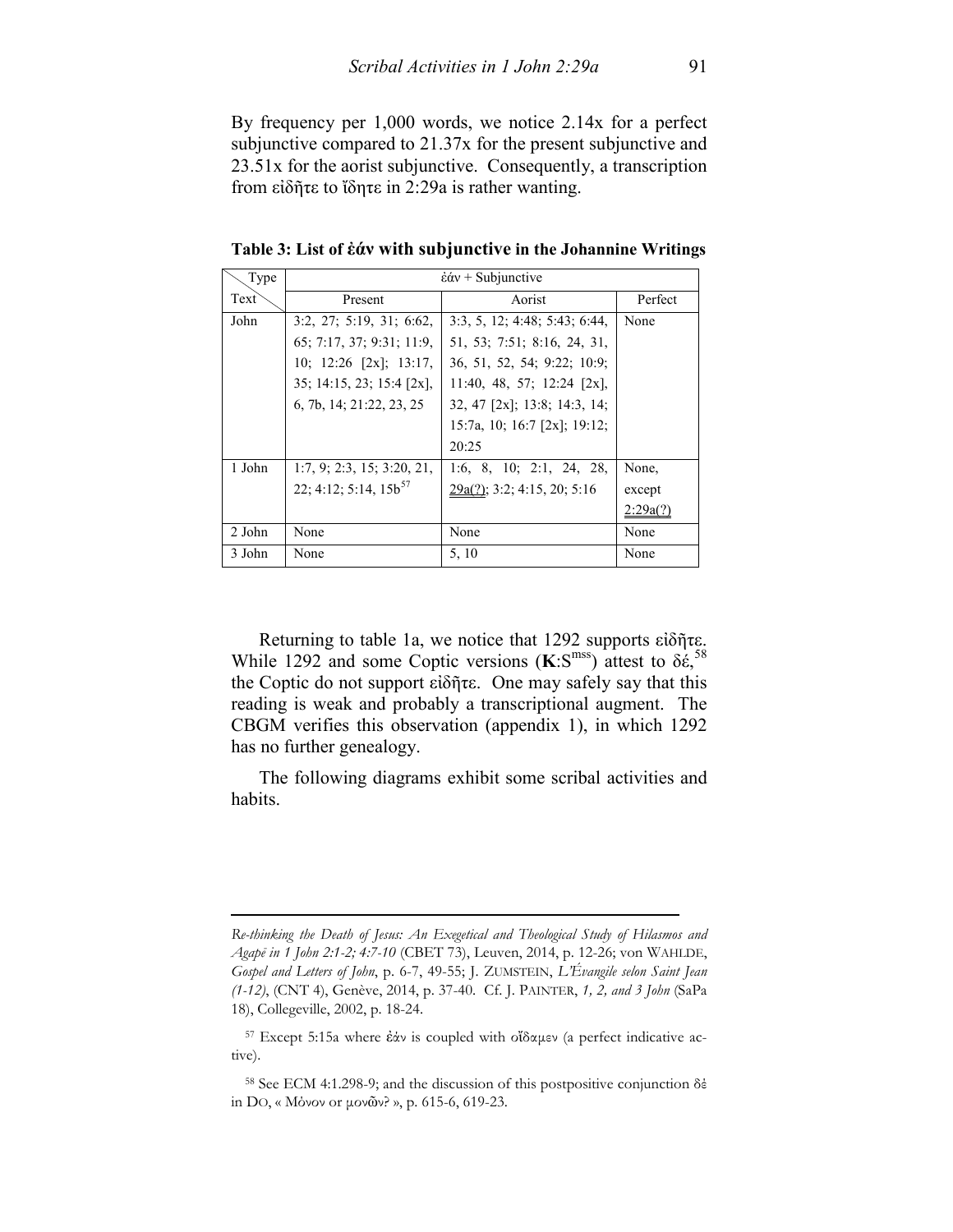By frequency per 1,000 words, we notice 2.14x for a perfect subjunctive compared to 21.37x for the present subjunctive and 23.51x for the aorist subjunctive. Consequently, a transcription from εἰδῆτε to ἴδητε in 2:29a is rather wanting.

**Table 3: List of ἐάν with subjunctive in the Johannine Writings**

| Type / Text | ἐάν + Subjunctive | | |
|---|---|---|---|
| | Present | Aorist | Perfect |
| John | 3:2, 27; 5:19, 31; 6:62, 65; 7:17, 37; 9:31; 11:9, 10; 12:26 [2x]; 13:17, 35; 14:15, 23; 15:4 [2x], 6, 7b, 14; 21:22, 23, 25 | 3:3, 5, 12; 4:48; 5:43; 6:44, 51, 53; 7:51; 8:16, 24, 31, 36, 51, 52, 54; 9:22; 10:9; 11:40, 48, 57; 12:24 [2x], 32, 47 [2x]; 13:8; 14:3, 14; 15:7a, 10; 16:7 [2x]; 19:12; 20:25 | None |
| 1 John | 1:7, 9; 2:3, 15; 3:20, 21, 22; 4:12; 5:14, 15b[57] | 1:6, 8, 10; 2:1, 24, 28, <u>29a(?)</u>; 3:2; 4:15, 20; 5:16 | None, except <u>2:29a(?)</u> |
| 2 John | None | None | None |
| 3 John | None | 5, 10 | None |

Returning to table 1a, we notice that 1292 supports εἰδῆτε. While 1292 and some Coptic versions (**K**:S[mss]) attest to δέ,[58] the Coptic do not support εἰδῆτε. One may safely say that this reading is weak and probably a transcriptional augment. The CBGM verifies this observation (appendix 1), in which 1292 has no further genealogy.

The following diagrams exhibit some scribal activities and habits.

---

*Re-thinking the Death of Jesus: An Exegetical and Theological Study of Hilasmos and Agapē in 1 John 2:1-2; 4:7-10* (CBET 73), Leuven, 2014, p. 12-26; von WAHLDE, *Gospel and Letters of John*, p. 6-7, 49-55; J. ZUMSTEIN, *L'Évangile selon Saint Jean (1-12)*, (CNT 4), Genève, 2014, p. 37-40. Cf. J. PAINTER, *1, 2, and 3 John* (SaPa 18), Collegeville, 2002, p. 18-24.

[57] Except 5:15a where ἐάν is coupled with οἴδαμεν (a perfect indicative active).

[58] See ECM 4:1.298-9; and the discussion of this postpositive conjunction δὲ in DO, « Μόνον or μονῶν? », p. 615-6, 619-23.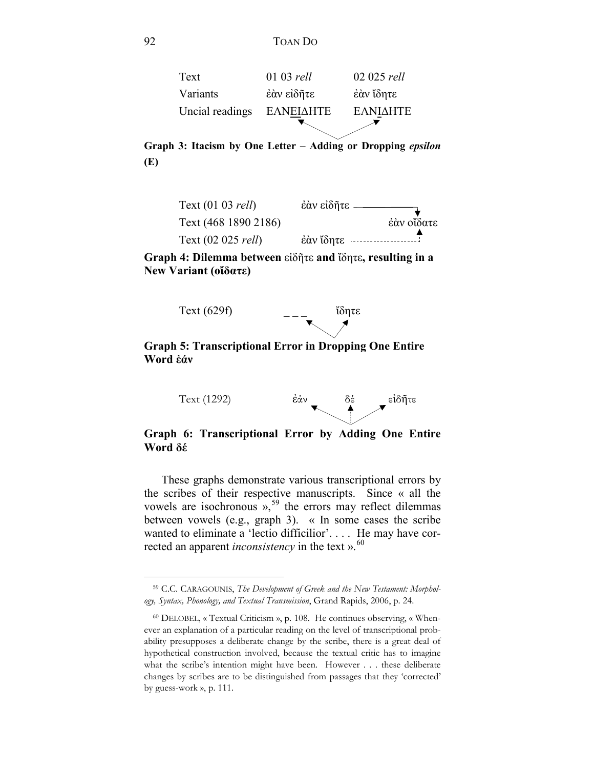| Text | 01 03 *rell* | 02 025 *rell* |
|---|---|---|
| Variants | ἐὰν εἰδῆτε | ἐὰν ἴδητε |
| Uncial readings | ΕΑΝΕΙΔΗΤΕ | ΕΑΝΙΔΗΤΕ |

**Graph 3: Itacism by One Letter – Adding or Dropping *epsilon* (E)**

| | | |
|---|---|---|
| Text (01 03 *rell*) | ἐὰν εἰδῆτε | |
| Text (468 1890 2186) | | ἐὰν οἴδατε |
| Text (02 025 *rell*) | ἐὰν ἴδητε | |

**Graph 4: Dilemma between εἰδῆτε and ἴδητε, resulting in a New Variant (οἴδατε)**

Text (629f) _ _ _ ἴδητε

**Graph 5: Transcriptional Error in Dropping One Entire Word ἐάν**

Text (1292) ἐάν δέ εἰδῆτε

**Graph 6: Transcriptional Error by Adding One Entire Word δέ**

These graphs demonstrate various transcriptional errors by the scribes of their respective manuscripts. Since « all the vowels are isochronous »,[59] the errors may reflect dilemmas between vowels (e.g., graph 3). « In some cases the scribe wanted to eliminate a 'lectio difficilior'. . . . He may have corrected an apparent *inconsistency* in the text ».[60]

---

[59] C.C. CARAGOUNIS, *The Development of Greek and the New Testament: Morphology, Syntax, Phonology, and Textual Transmission*, Grand Rapids, 2006, p. 24.

[60] DELOBEL, « Textual Criticism », p. 108. He continues observing, « Whenever an explanation of a particular reading on the level of transcriptional probability presupposes a deliberate change by the scribe, there is a great deal of hypothetical construction involved, because the textual critic has to imagine what the scribe's intention might have been. However . . . these deliberate changes by scribes are to be distinguished from passages that they 'corrected' by guess-work », p. 111.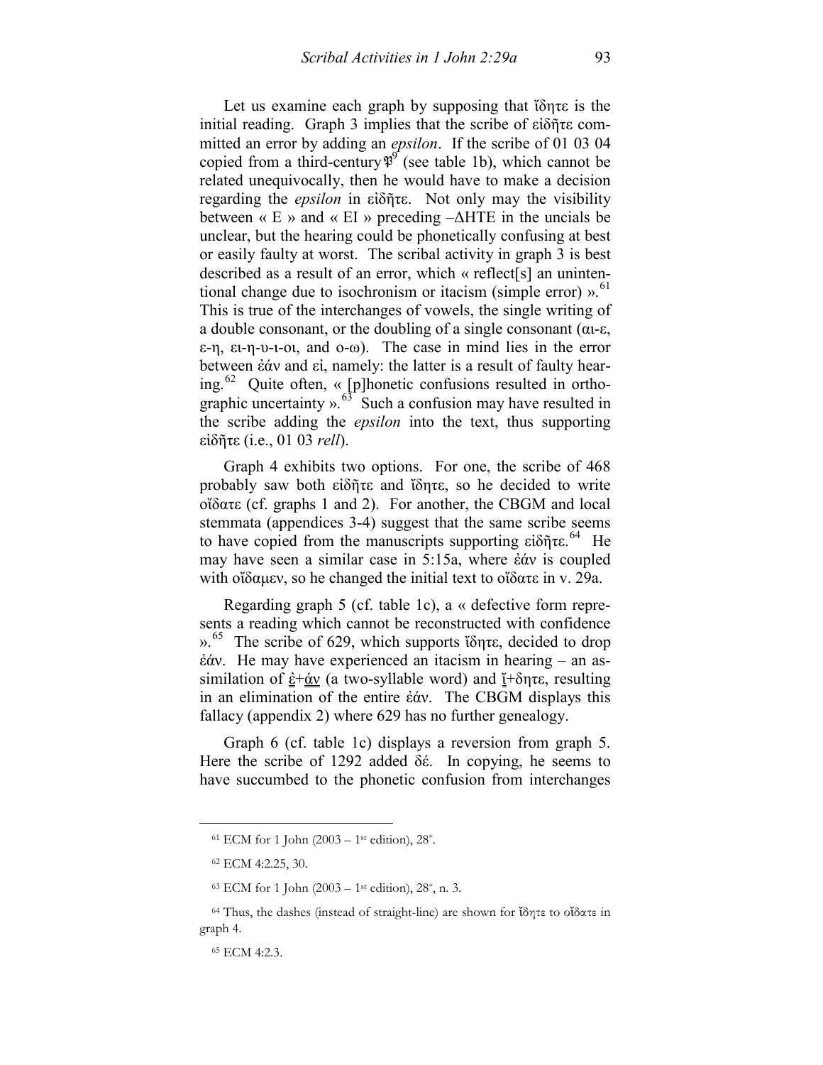Let us examine each graph by supposing that ἴδητε is the initial reading. Graph 3 implies that the scribe of εἰδῆτε committed an error by adding an *epsilon*. If the scribe of 01 03 04 copied from a third-century 𝔓[9] (see table 1b), which cannot be related unequivocally, then he would have to make a decision regarding the *epsilon* in εἰδῆτε. Not only may the visibility between « E » and « EI » preceding –ΔHTE in the uncials be unclear, but the hearing could be phonetically confusing at best or easily faulty at worst. The scribal activity in graph 3 is best described as a result of an error, which « reflect[s] an unintentional change due to isochronism or itacism (simple error) ».[61] This is true of the interchanges of vowels, the single writing of a double consonant, or the doubling of a single consonant (αι-ε, ε-η, ει-η-υ-ι-οι, and ο-ω). The case in mind lies in the error between ἐάν and εἰ, namely: the latter is a result of faulty hearing.[62] Quite often, « [p]honetic confusions resulted in orthographic uncertainty ».[63] Such a confusion may have resulted in the scribe adding the *epsilon* into the text, thus supporting εἰδῆτε (i.e., 01 03 *rell*).

Graph 4 exhibits two options. For one, the scribe of 468 probably saw both εἰδῆτε and ἴδητε, so he decided to write οἴδατε (cf. graphs 1 and 2). For another, the CBGM and local stemmata (appendices 3-4) suggest that the same scribe seems to have copied from the manuscripts supporting εἰδῆτε.[64] He may have seen a similar case in 5:15a, where ἐάν is coupled with οἴδαμεν, so he changed the initial text to οἴδατε in v. 29a.

Regarding graph 5 (cf. table 1c), a « defective form represents a reading which cannot be reconstructed with confidence ».[65] The scribe of 629, which supports ἴδητε, decided to drop ἐάν. He may have experienced an itacism in hearing – an assimilation of ἐ+άν (a two-syllable word) and ἴ+δητε, resulting in an elimination of the entire ἐάν. The CBGM displays this fallacy (appendix 2) where 629 has no further genealogy.

Graph 6 (cf. table 1c) displays a reversion from graph 5. Here the scribe of 1292 added δέ. In copying, he seems to have succumbed to the phonetic confusion from interchanges

---

[61] ECM for 1 John (2003 – 1st edition), 28*.

[62] ECM 4:2.25, 30.

[63] ECM for 1 John (2003 – 1st edition), 28*, n. 3.

[64] Thus, the dashes (instead of straight-line) are shown for ἴδητε to οἴδατε in graph 4.

[65] ECM 4:2.3.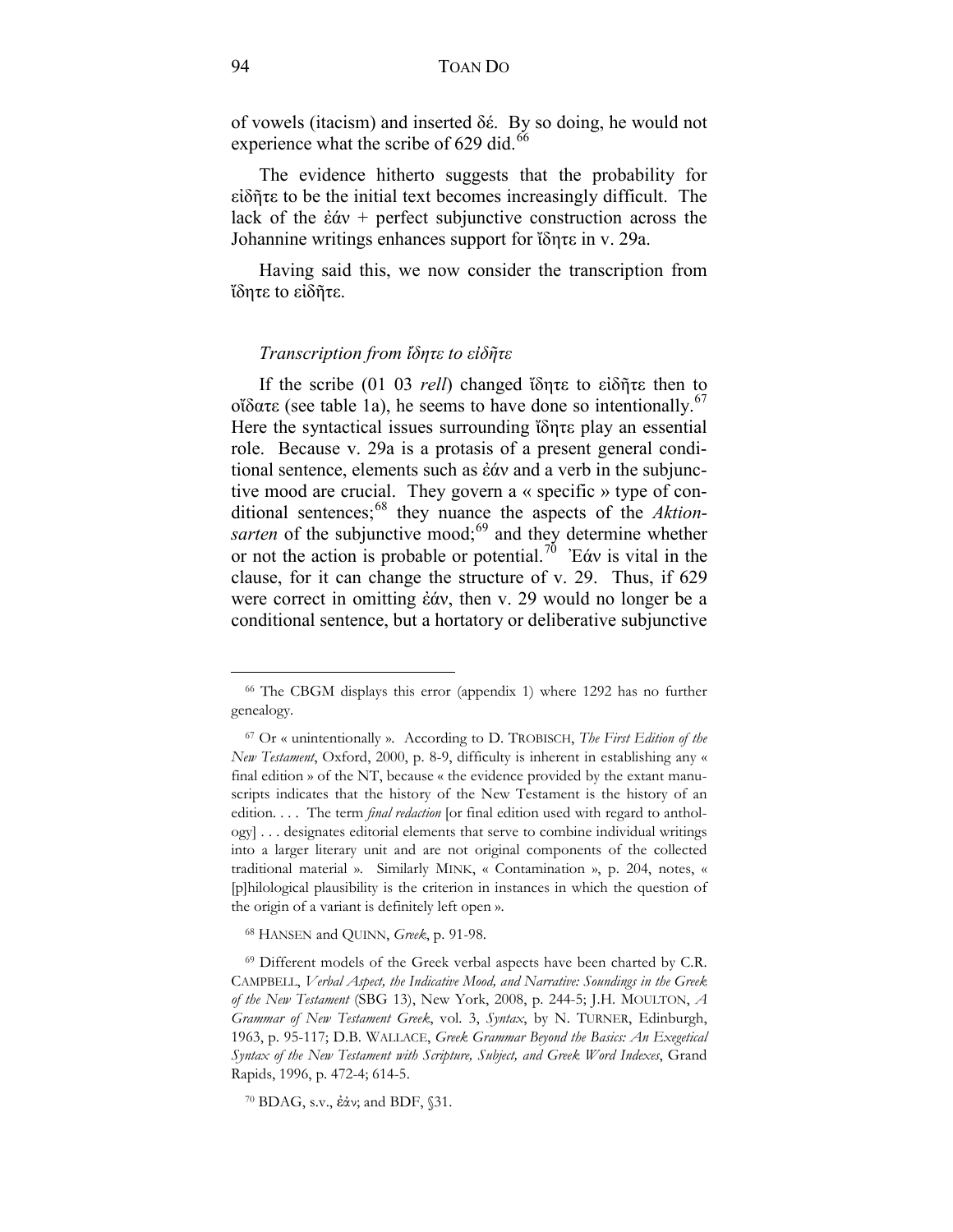of vowels (itacism) and inserted δέ. By so doing, he would not experience what the scribe of 629 did.[66]

The evidence hitherto suggests that the probability for εἰδῆτε to be the initial text becomes increasingly difficult. The lack of the ἐάν + perfect subjunctive construction across the Johannine writings enhances support for ἴδητε in v. 29a.

Having said this, we now consider the transcription from ἴδητε to εἰδῆτε.

### *Transcription from ἴδητε to εἰδῆτε*

If the scribe (01 03 *rell*) changed ἴδητε to εἰδῆτε then to οἴδατε (see table 1a), he seems to have done so intentionally.[67] Here the syntactical issues surrounding ἴδητε play an essential role. Because v. 29a is a protasis of a present general conditional sentence, elements such as ἐάν and a verb in the subjunctive mood are crucial. They govern a « specific » type of conditional sentences;[68] they nuance the aspects of the *Aktionsarten* of the subjunctive mood;[69] and they determine whether or not the action is probable or potential.[70] Ἐάν is vital in the clause, for it can change the structure of v. 29. Thus, if 629 were correct in omitting ἐάν, then v. 29 would no longer be a conditional sentence, but a hortatory or deliberative subjunctive

---

[66] The CBGM displays this error (appendix 1) where 1292 has no further genealogy.

[67] Or « unintentionally ». According to D. TROBISCH, *The First Edition of the New Testament*, Oxford, 2000, p. 8-9, difficulty is inherent in establishing any « final edition » of the NT, because « the evidence provided by the extant manuscripts indicates that the history of the New Testament is the history of an edition. . . . The term *final redaction* [or final edition used with regard to anthology] . . . designates editorial elements that serve to combine individual writings into a larger literary unit and are not original components of the collected traditional material ». Similarly MINK, « Contamination », p. 204, notes, « [p]hilological plausibility is the criterion in instances in which the question of the origin of a variant is definitely left open ».

[68] HANSEN and QUINN, *Greek*, p. 91-98.

[69] Different models of the Greek verbal aspects have been charted by C.R. CAMPBELL, *Verbal Aspect, the Indicative Mood, and Narrative: Soundings in the Greek of the New Testament* (SBG 13), New York, 2008, p. 244-5; J.H. MOULTON, *A Grammar of New Testament Greek*, vol. 3, *Syntax*, by N. TURNER, Edinburgh, 1963, p. 95-117; D.B. WALLACE, *Greek Grammar Beyond the Basics: An Exegetical Syntax of the New Testament with Scripture, Subject, and Greek Word Indexes*, Grand Rapids, 1996, p. 472-4; 614-5.

[70] BDAG, s.v., ἐάν; and BDF, §31.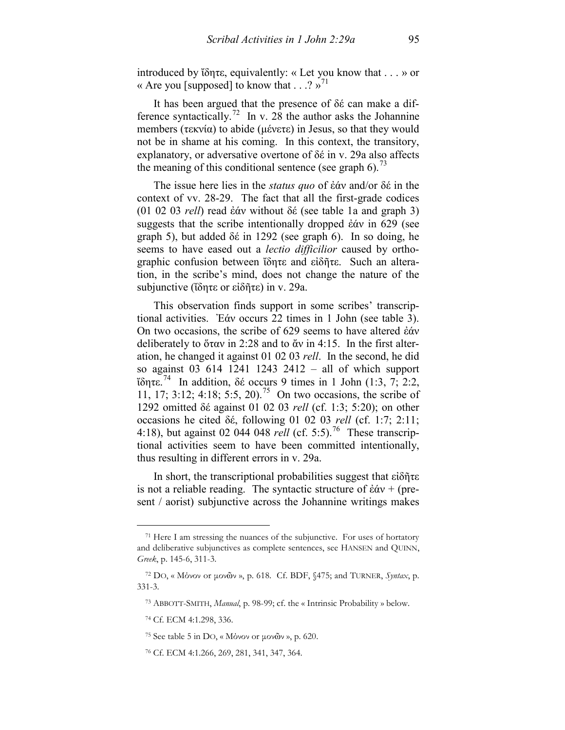introduced by ἴδητε, equivalently: « Let you know that . . . » or « Are you [supposed] to know that . . .? »[71]

It has been argued that the presence of δέ can make a difference syntactically.[72] In v. 28 the author asks the Johannine members (τεκνία) to abide (μένετε) in Jesus, so that they would not be in shame at his coming. In this context, the transitory, explanatory, or adversative overtone of δέ in v. 29a also affects the meaning of this conditional sentence (see graph 6).[73]

The issue here lies in the *status quo* of ἐάν and/or δέ in the context of vv. 28-29. The fact that all the first-grade codices (01 02 03 *rell*) read ἐάν without δέ (see table 1a and graph 3) suggests that the scribe intentionally dropped ἐάν in 629 (see graph 5), but added δέ in 1292 (see graph 6). In so doing, he seems to have eased out a *lectio difficilior* caused by orthographic confusion between ἴδητε and εἰδῆτε. Such an alteration, in the scribe's mind, does not change the nature of the subjunctive (ἴδητε or εἰδῆτε) in v. 29a.

This observation finds support in some scribes' transcriptional activities. Ἐάν occurs 22 times in 1 John (see table 3). On two occasions, the scribe of 629 seems to have altered ἐάν deliberately to ὅταν in 2:28 and to ἄν in 4:15. In the first alteration, he changed it against 01 02 03 *rell*. In the second, he did so against 03 614 1241 1243 2412 – all of which support ἴδητε.[74] In addition, δέ occurs 9 times in 1 John (1:3, 7; 2:2, 11, 17; 3:12; 4:18; 5:5, 20).[75] On two occasions, the scribe of 1292 omitted δέ against 01 02 03 *rell* (cf. 1:3; 5:20); on other occasions he cited δέ, following 01 02 03 *rell* (cf. 1:7; 2:11; 4:18), but against 02 044 048 *rell* (cf. 5:5).[76] These transcriptional activities seem to have been committed intentionally, thus resulting in different errors in v. 29a.

In short, the transcriptional probabilities suggest that εἰδῆτε is not a reliable reading. The syntactic structure of ἐάν + (present / aorist) subjunctive across the Johannine writings makes

---

[71] Here I am stressing the nuances of the subjunctive. For uses of hortatory and deliberative subjunctives as complete sentences, see HANSEN and QUINN, *Greek*, p. 145-6, 311-3.

[72] DO, « Μόνον or μονῶν », p. 618. Cf. BDF, §475; and TURNER, *Syntax*, p. 331-3.

[73] ABBOTT-SMITH, *Manual*, p. 98-99; cf. the « Intrinsic Probability » below.

[74] Cf. ECM 4:1.298, 336.

[75] See table 5 in DO, « Μόνον or μονῶν », p. 620.

[76] Cf. ECM 4:1.266, 269, 281, 341, 347, 364.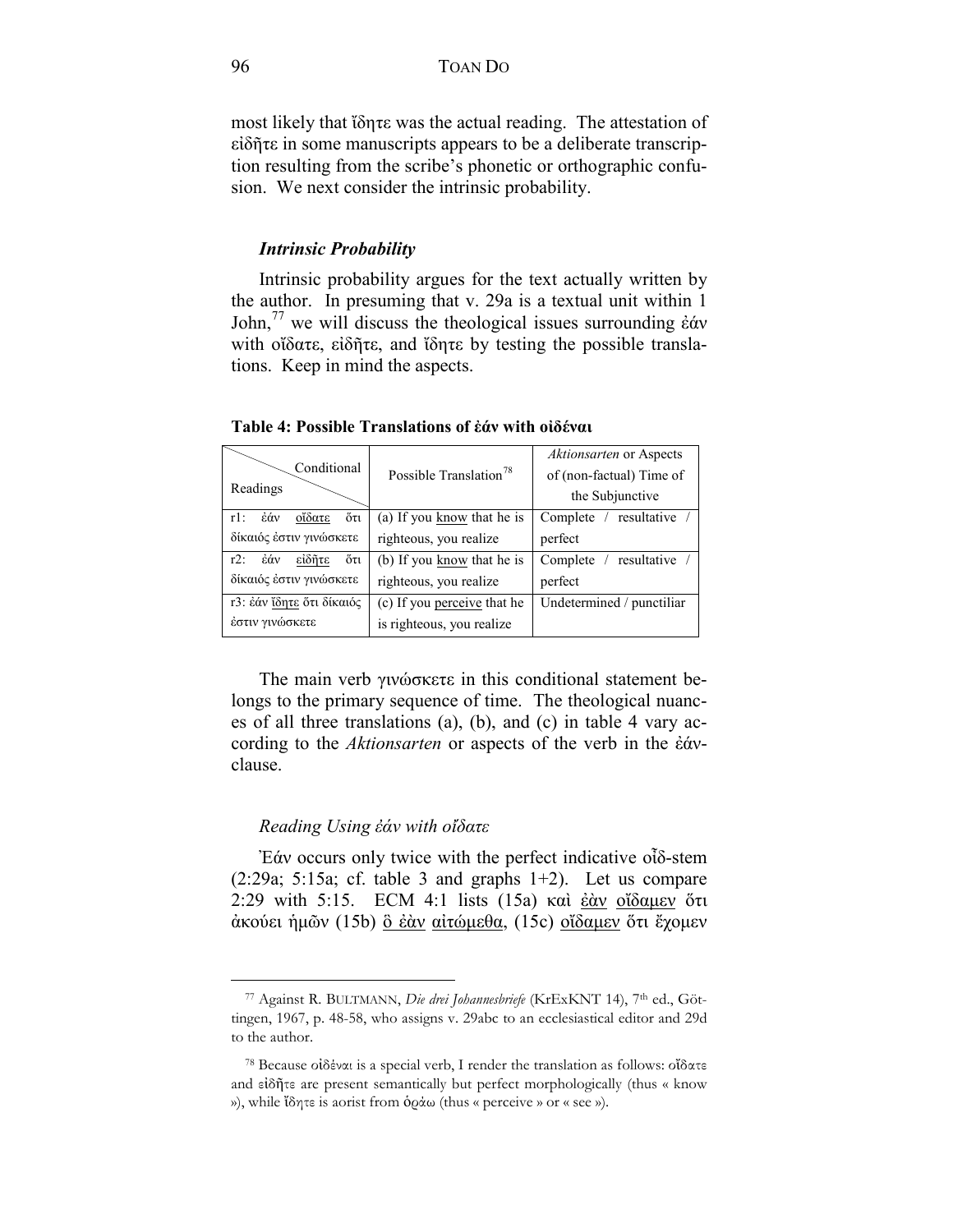most likely that ἴδητε was the actual reading. The attestation of εἰδῆτε in some manuscripts appears to be a deliberate transcription resulting from the scribe's phonetic or orthographic confusion. We next consider the intrinsic probability.

### *Intrinsic Probability*

Intrinsic probability argues for the text actually written by the author. In presuming that v. 29a is a textual unit within 1 John,[77] we will discuss the theological issues surrounding ἐάν with οἴδατε, εἰδῆτε, and ἴδητε by testing the possible translations. Keep in mind the aspects.

**Table 4: Possible Translations of ἐάν with οἰδέναι**

| Conditional / Readings | Possible Translation[78] | *Aktionsarten* or Aspects of (non-factual) Time of the Subjunctive |
|---|---|---|
| r1: ἐάν οἴδατε ὅτι δίκαιός ἐστιν γινώσκετε | (a) If you know that he is righteous, you realize | Complete / resultative / perfect |
| r2: ἐάν εἰδῆτε ὅτι δίκαιός ἐστιν γινώσκετε | (b) If you know that he is righteous, you realize | Complete / resultative / perfect |
| r3: ἐάν ἴδητε ὅτι δίκαιός ἐστιν γινώσκετε | (c) If you perceive that he is righteous, you realize | Undetermined / punctiliar |

The main verb γινώσκετε in this conditional statement belongs to the primary sequence of time. The theological nuances of all three translations (a), (b), and (c) in table 4 vary according to the *Aktionsarten* or aspects of the verb in the ἐάν-clause.

#### *Reading Using ἐάν with οἴδατε*

Ἐάν occurs only twice with the perfect indicative οἶδ-stem (2:29a; 5:15a; cf. table 3 and graphs 1+2). Let us compare 2:29 with 5:15. ECM 4:1 lists (15a) καὶ ἐὰν οἴδαμεν ὅτι ἀκούει ἡμῶν (15b) ὃ ἐὰν αἰτώμεθα, (15c) οἴδαμεν ὅτι ἔχομεν

---

[77] Against R. BULTMANN, *Die drei Johannesbriefe* (KrExKNT 14), 7th ed., Göttingen, 1967, p. 48-58, who assigns v. 29abc to an ecclesiastical editor and 29d to the author.

[78] Because οἰδέναι is a special verb, I render the translation as follows: οἴδατε and εἰδῆτε are present semantically but perfect morphologically (thus « know »), while ἴδητε is aorist from ὁράω (thus « perceive » or « see »).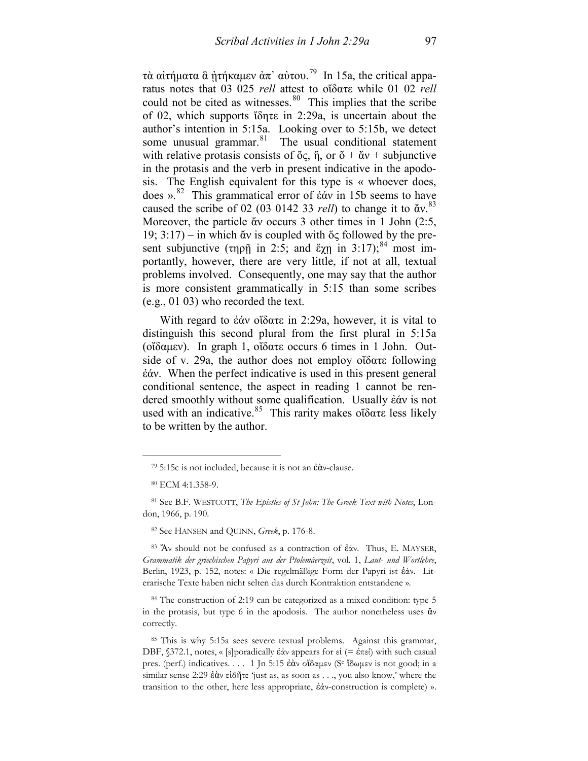τὰ αἰτήματα ἃ ᾐτήκαμεν ἀπ᾽ αὐτου.[79] In 15a, the critical apparatus notes that 03 025 *rell* attest to οἴδατε while 01 02 *rell* could not be cited as witnesses.[80] This implies that the scribe of 02, which supports ἴδητε in 2:29a, is uncertain about the author's intention in 5:15a. Looking over to 5:15b, we detect some unusual grammar.[81] The usual conditional statement with relative protasis consists of ὅς, ἥ, or ὅ + ἄν + subjunctive in the protasis and the verb in present indicative in the apodosis. The English equivalent for this type is « whoever does, does ».[82] This grammatical error of ἐάν in 15b seems to have caused the scribe of 02 (03 0142 33 *rell*) to change it to ἄν.[83] Moreover, the particle ἄν occurs 3 other times in 1 John (2:5, 19; 3:17) – in which ἄν is coupled with ὅς followed by the present subjunctive (τηρῇ in 2:5; and ἔχῃ in 3:17);[84] most importantly, however, there are very little, if not at all, textual problems involved. Consequently, one may say that the author is more consistent grammatically in 5:15 than some scribes (e.g., 01 03) who recorded the text.

With regard to ἐάν οἴδατε in 2:29a, however, it is vital to distinguish this second plural from the first plural in 5:15a (οἴδαμεν). In graph 1, οἴδατε occurs 6 times in 1 John. Outside of v. 29a, the author does not employ οἴδατε following ἐάν. When the perfect indicative is used in this present general conditional sentence, the aspect in reading 1 cannot be rendered smoothly without some qualification. Usually ἐάν is not used with an indicative.[85] This rarity makes οἴδατε less likely to be written by the author.

---

[79] 5:15c is not included, because it is not an ἐὰν-clause.

[80] ECM 4:1.358-9.

[81] See B.F. WESTCOTT, *The Epistles of St John: The Greek Text with Notes*, London, 1966, p. 190.

[82] See HANSEN and QUINN, *Greek*, p. 176-8.

[83] Ἄν should not be confused as a contraction of ἐάν. Thus, E. MAYSER, *Grammatik der griechischen Papyri aus der Ptolemäerzeit*, vol. 1, *Laut- und Wortlehre*, Berlin, 1923, p. 152, notes: « Die regelmäßige Form der Papyri ist ἐάν. Literarische Texte haben nicht selten das durch Kontraktion entstandene ».

[84] The construction of 2:19 can be categorized as a mixed condition: type 5 in the protasis, but type 6 in the apodosis. The author nonetheless uses ἄν correctly.

[85] This is why 5:15a sees severe textual problems. Against this grammar, DBF, §372.1, notes, « [s]poradically ἐάν appears for εἰ (= ἐπεί) with such casual pres. (perf.) indicatives. . . . 1 Jn 5:15 ἐὰν οἴδαμεν (S^c ἴδωμεν is not good; in a similar sense 2:29 ἐὰν εἰδῆτε 'just as, as soon as . . ., you also know,' where the transition to the other, here less appropriate, ἐάν-construction is complete) ».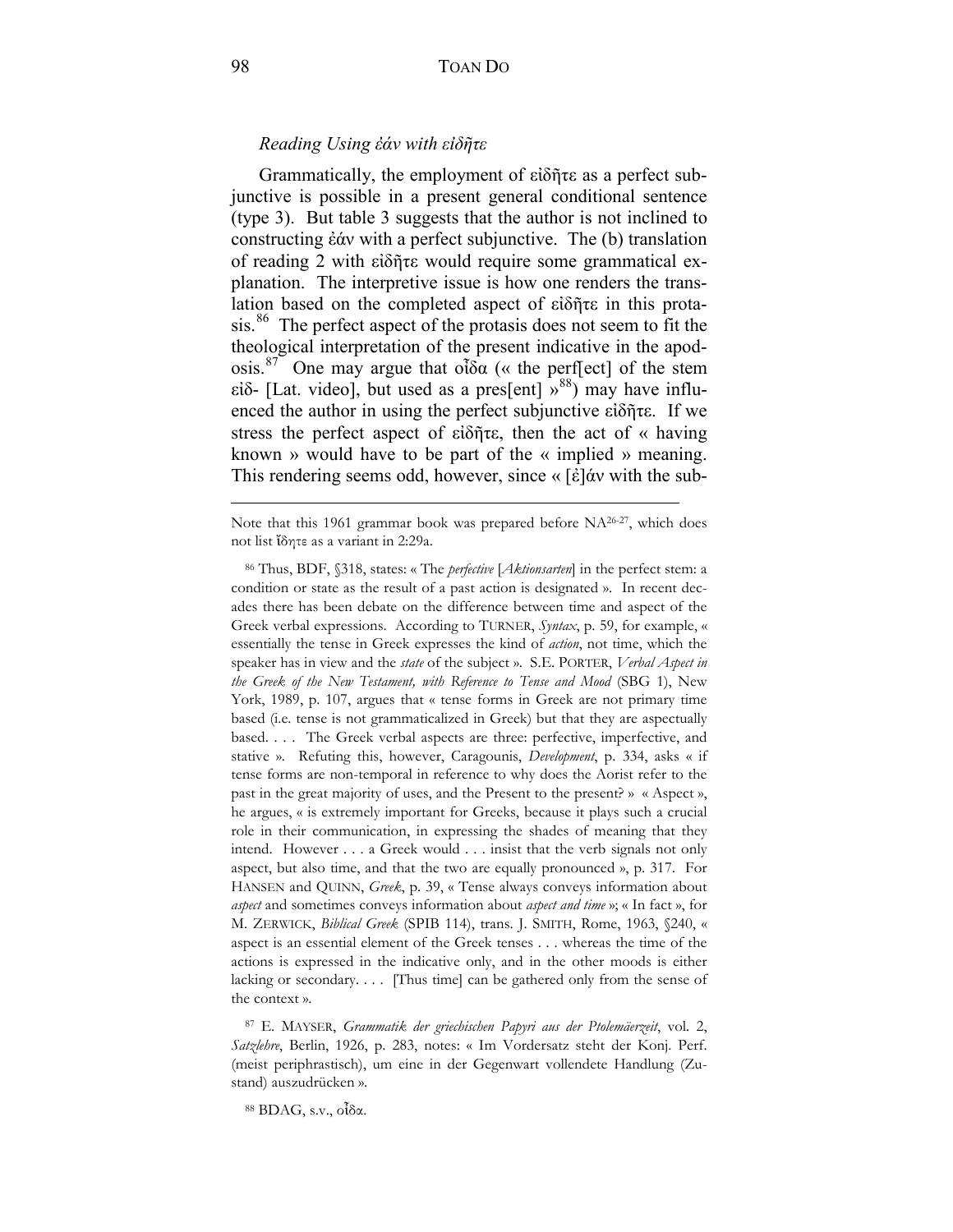### *Reading Using ἐάν with εἰδῆτε*

Grammatically, the employment of εἰδῆτε as a perfect subjunctive is possible in a present general conditional sentence (type 3). But table 3 suggests that the author is not inclined to constructing ἐάν with a perfect subjunctive. The (b) translation of reading 2 with εἰδῆτε would require some grammatical explanation. The interpretive issue is how one renders the translation based on the completed aspect of εἰδῆτε in this protasis.[86] The perfect aspect of the protasis does not seem to fit the theological interpretation of the present indicative in the apodosis.[87] One may argue that οἶδα (« the perf[ect] of the stem εἰδ- [Lat. video], but used as a pres[ent] »[88]) may have influenced the author in using the perfect subjunctive εἰδῆτε. If we stress the perfect aspect of εἰδῆτε, then the act of « having known » would have to be part of the « implied » meaning. This rendering seems odd, however, since « [ἐ]άν with the sub-

---

Note that this 1961 grammar book was prepared before NA[26-27], which does not list ἴδητε as a variant in 2:29a.

[86] Thus, BDF, §318, states: « The *perfective* [*Aktionsarten*] in the perfect stem: a condition or state as the result of a past action is designated ». In recent decades there has been debate on the difference between time and aspect of the Greek verbal expressions. According to TURNER, *Syntax*, p. 59, for example, « essentially the tense in Greek expresses the kind of *action*, not time, which the speaker has in view and the *state* of the subject ». S.E. PORTER, *Verbal Aspect in the Greek of the New Testament, with Reference to Tense and Mood* (SBG 1), New York, 1989, p. 107, argues that « tense forms in Greek are not primary time based (i.e. tense is not grammaticalized in Greek) but that they are aspectually based. . . . The Greek verbal aspects are three: perfective, imperfective, and stative ». Refuting this, however, Caragounis, *Development*, p. 334, asks « if tense forms are non-temporal in reference to why does the Aorist refer to the past in the great majority of uses, and the Present to the present? » « Aspect », he argues, « is extremely important for Greeks, because it plays such a crucial role in their communication, in expressing the shades of meaning that they intend. However . . . a Greek would . . . insist that the verb signals not only aspect, but also time, and that the two are equally pronounced », p. 317. For HANSEN and QUINN, *Greek*, p. 39, « Tense always conveys information about *aspect* and sometimes conveys information about *aspect and time* »; « In fact », for M. ZERWICK, *Biblical Greek* (SPIB 114), trans. J. SMITH, Rome, 1963, §240, « aspect is an essential element of the Greek tenses . . . whereas the time of the actions is expressed in the indicative only, and in the other moods is either lacking or secondary. . . . [Thus time] can be gathered only from the sense of the context ».

[87] E. MAYSER, *Grammatik der griechischen Papyri aus der Ptolemäerzeit*, vol. 2, *Satzlehre*, Berlin, 1926, p. 283, notes: « Im Vordersatz steht der Konj. Perf. (meist periphrastisch), um eine in der Gegenwart vollendete Handlung (Zustand) auszudrücken ».

[88] BDAG, s.v., οἶδα.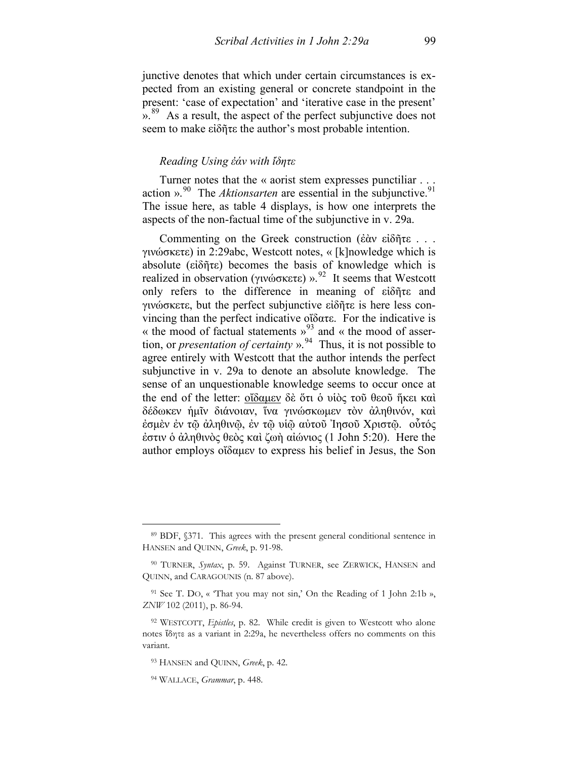junctive denotes that which under certain circumstances is expected from an existing general or concrete standpoint in the present: 'case of expectation' and 'iterative case in the present' ».[89] As a result, the aspect of the perfect subjunctive does not seem to make εἰδῆτε the author's most probable intention.

### *Reading Using ἐάν with ἴδητε*

Turner notes that the « aorist stem expresses punctiliar . . . action ».[90] The *Aktionsarten* are essential in the subjunctive.[91] The issue here, as table 4 displays, is how one interprets the aspects of the non-factual time of the subjunctive in v. 29a.

Commenting on the Greek construction (ἐὰν εἰδῆτε . . . γινώσκετε) in 2:29abc, Westcott notes, « [k]nowledge which is absolute (εἰδῆτε) becomes the basis of knowledge which is realized in observation (γινώσκετε) ».[92] It seems that Westcott only refers to the difference in meaning of εἰδῆτε and γινώσκετε, but the perfect subjunctive εἰδῆτε is here less convincing than the perfect indicative οἴδατε. For the indicative is « the mood of factual statements »[93] and « the mood of assertion, or *presentation of certainty* ».[94] Thus, it is not possible to agree entirely with Westcott that the author intends the perfect subjunctive in v. 29a to denote an absolute knowledge. The sense of an unquestionable knowledge seems to occur once at the end of the letter: <u>οἴδαμεν</u> δὲ ὅτι ὁ υἱὸς τοῦ θεοῦ ἥκει καὶ δέδωκεν ἡμῖν διάνοιαν, ἵνα γινώσκωμεν τὸν ἀληθινόν, καὶ ἐσμὲν ἐν τῷ ἀληθινῷ, ἐν τῷ υἱῷ αὐτοῦ Ἰησοῦ Χριστῷ. οὗτός ἐστιν ὁ ἀληθινὸς θεὸς καὶ ζωὴ αἰώνιος (1 John 5:20). Here the author employs οἴδαμεν to express his belief in Jesus, the Son

---

[89] BDF, §371. This agrees with the present general conditional sentence in HANSEN and QUINN, *Greek*, p. 91-98.

[90] TURNER, *Syntax*, p. 59. Against TURNER, see ZERWICK, HANSEN and QUINN, and CARAGOUNIS (n. 87 above).

[91] See T. DO, « 'That you may not sin,' On the Reading of 1 John 2:1b », *ZNW* 102 (2011), p. 86-94.

[92] WESTCOTT, *Epistles*, p. 82. While credit is given to Westcott who alone notes ἴδητε as a variant in 2:29a, he nevertheless offers no comments on this variant.

[93] HANSEN and QUINN, *Greek*, p. 42.

[94] WALLACE, *Grammar*, p. 448.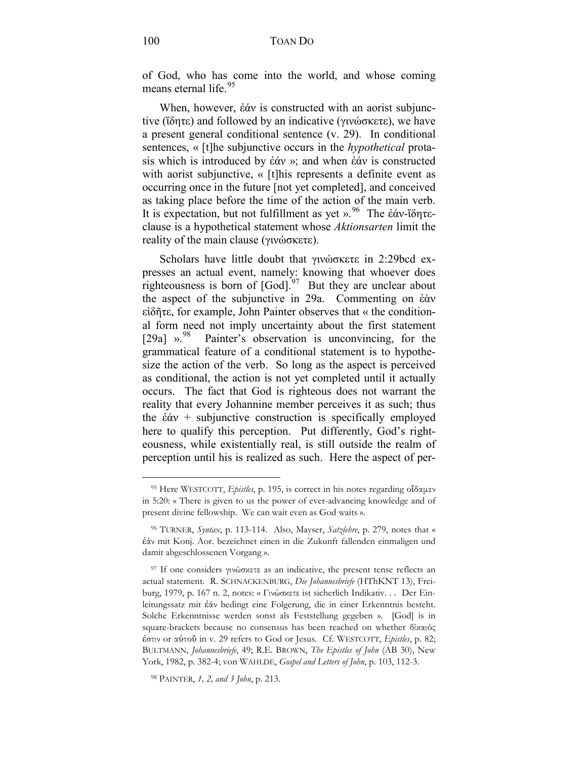of God, who has come into the world, and whose coming means eternal life.[95]

When, however, ἐάν is constructed with an aorist subjunctive (ἴδητε) and followed by an indicative (γινώσκετε), we have a present general conditional sentence (v. 29). In conditional sentences, « [t]he subjunctive occurs in the *hypothetical* protasis which is introduced by ἐάν »; and when ἐάν is constructed with aorist subjunctive, « [t]his represents a definite event as occurring once in the future [not yet completed], and conceived as taking place before the time of the action of the main verb. It is expectation, but not fulfillment as yet ».[96] The ἐάν-ἴδητε-clause is a hypothetical statement whose *Aktionsarten* limit the reality of the main clause (γινώσκετε).

Scholars have little doubt that γινώσκετε in 2:29bcd expresses an actual event, namely: knowing that whoever does righteousness is born of [God].[97] But they are unclear about the aspect of the subjunctive in 29a. Commenting on ἐὰν εἰδῆτε, for example, John Painter observes that « the conditional form need not imply uncertainty about the first statement [29a] ».[98] Painter's observation is unconvincing, for the grammatical feature of a conditional statement is to hypothesize the action of the verb. So long as the aspect is perceived as conditional, the action is not yet completed until it actually occurs. The fact that God is righteous does not warrant the reality that every Johannine member perceives it as such; thus the ἐάν + subjunctive construction is specifically employed here to qualify this perception. Put differently, God's righteousness, while existentially real, is still outside the realm of perception until his is realized as such. Here the aspect of per-

---

[95] Here WESTCOTT, *Epistles*, p. 195, is correct in his notes regarding οἴδαμεν in 5:20: « There is given to us the power of ever-advancing knowledge and of present divine fellowship. We can wait even as God waits ».

[96] TURNER, *Syntax*, p. 113-114. Also, Mayser, *Satzlehre*, p. 279, notes that « ἐάν mit Konj. Aor. bezeichnet einen in die Zukunft fallenden einmaligen und damit abgeschlossenen Vorgang ».

[97] If one considers γινώσκετε as an indicative, the present tense reflects an actual statement. R. SCHNACKENBURG, *Die Johannesbriefe* (HThKNT 13), Freiburg, 1979, p. 167 n. 2, notes: « Γινώσκετε ist sicherlich Indikativ. . . Der Einleitungssatz mit ἐάν bedingt eine Folgerung, die in einer Erkenntnis besteht. Solche Erkenntnisse werden sonst als Feststellung gegeben ». [God] is in square-brackets because no consensus has been reached on whether δίκαιός ἐστιν or αὐτοῦ in v. 29 refers to God or Jesus. Cf. WESTCOTT, *Epistles*, p. 82; BULTMANN, *Johannesbriefe*, 49; R.E. BROWN, *The Epistles of John* (AB 30), New York, 1982, p. 382-4; von WAHLDE, *Gospel and Letters of John*, p. 103, 112-3.

[98] PAINTER, *1, 2, and 3 John*, p. 213.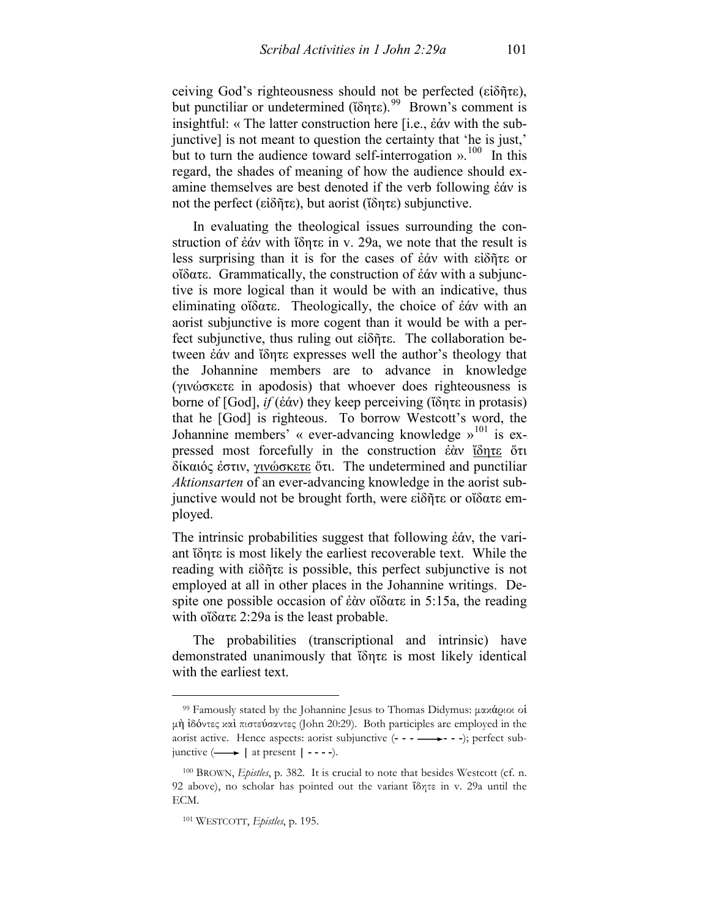ceiving God's righteousness should not be perfected (εἰδῆτε), but punctiliar or undetermined (ἴδητε).[99] Brown's comment is insightful: « The latter construction here [i.e., ἐάν with the subjunctive] is not meant to question the certainty that 'he is just,' but to turn the audience toward self-interrogation ».[100] In this regard, the shades of meaning of how the audience should examine themselves are best denoted if the verb following ἐάν is not the perfect (εἰδῆτε), but aorist (ἴδητε) subjunctive.

In evaluating the theological issues surrounding the construction of ἐάν with ἴδητε in v. 29a, we note that the result is less surprising than it is for the cases of ἐάν with εἰδῆτε or οἴδατε. Grammatically, the construction of ἐάν with a subjunctive is more logical than it would be with an indicative, thus eliminating οἴδατε. Theologically, the choice of ἐάν with an aorist subjunctive is more cogent than it would be with a perfect subjunctive, thus ruling out εἰδῆτε. The collaboration between ἐάν and ἴδητε expresses well the author's theology that the Johannine members are to advance in knowledge (γινώσκετε in apodosis) that whoever does righteousness is borne of [God], *if* (ἐάν) they keep perceiving (ἴδητε in protasis) that he [God] is righteous. To borrow Westcott's word, the Johannine members' « ever-advancing knowledge »[101] is expressed most forcefully in the construction ἐὰν <u>ἴδητε</u> ὅτι δίκαιός ἐστιν, <u>γινώσκετε</u> ὅτι. The undetermined and punctiliar *Aktionsarten* of an ever-advancing knowledge in the aorist subjunctive would not be brought forth, were εἰδῆτε or οἴδατε employed.

The intrinsic probabilities suggest that following ἐάν, the variant ἴδητε is most likely the earliest recoverable text. While the reading with εἰδῆτε is possible, this perfect subjunctive is not employed at all in other places in the Johannine writings. Despite one possible occasion of ἐὰν οἴδατε in 5:15a, the reading with οἴδατε 2:29a is the least probable.

The probabilities (transcriptional and intrinsic) have demonstrated unanimously that ἴδητε is most likely identical with the earliest text.

---

[99] Famously stated by the Johannine Jesus to Thomas Didymus: μακάριοι οἱ μὴ ἰδόντες καὶ πιστεύσαντες (John 20:29). Both participles are employed in the aorist active. Hence aspects: aorist subjunctive (- - - ⟶- - -); perfect subjunctive (⟶ | at present | - - - -).

[100] BROWN, *Epistles*, p. 382. It is crucial to note that besides Westcott (cf. n. 92 above), no scholar has pointed out the variant ἴδητε in v. 29a until the ECM.

[101] WESTCOTT, *Epistles*, p. 195.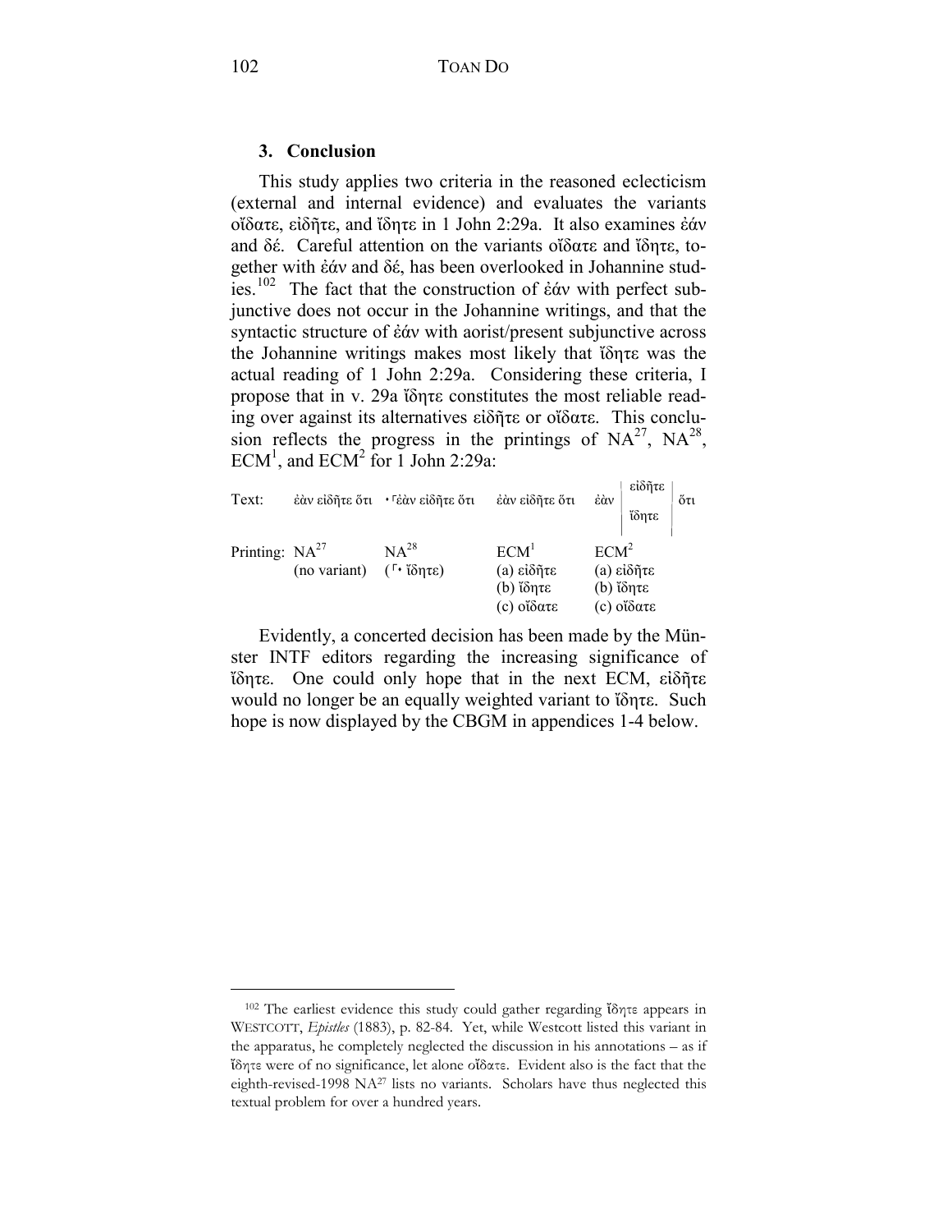### 3. Conclusion

This study applies two criteria in the reasoned eclecticism (external and internal evidence) and evaluates the variants οἴδατε, εἰδῆτε, and ἴδητε in 1 John 2:29a. It also examines ἐάν and δέ. Careful attention on the variants οἴδατε and ἴδητε, together with ἐάν and δέ, has been overlooked in Johannine studies.[102] The fact that the construction of ἐάν with perfect subjunctive does not occur in the Johannine writings, and that the syntactic structure of ἐάν with aorist/present subjunctive across the Johannine writings makes most likely that ἴδητε was the actual reading of 1 John 2:29a. Considering these criteria, I propose that in v. 29a ἴδητε constitutes the most reliable reading over against its alternatives εἰδῆτε or οἴδατε. This conclusion reflects the progress in the printings of NA[27], NA[28], ECM[1], and ECM[2] for 1 John 2:29a:

| | | | | |
|---|---|---|---|---|
| Text: | ἐὰν εἰδῆτε ὅτι | ⸀ἐὰν εἰδῆτε ὅτι | ἐὰν εἰδῆτε ὅτι | ἐὰν εἰδῆτε / ἴδητε ὅτι |
| Printing: | NA[27] (no variant) | NA[28] (⸀ ἴδητε) | ECM[1] (a) εἰδῆτε (b) ἴδητε (c) οἴδατε | ECM[2] (a) εἰδῆτε (b) ἴδητε (c) οἴδατε |

Evidently, a concerted decision has been made by the Münster INTF editors regarding the increasing significance of ἴδητε. One could only hope that in the next ECM, εἰδῆτε would no longer be an equally weighted variant to ἴδητε. Such hope is now displayed by the CBGM in appendices 1-4 below.

---

[102] The earliest evidence this study could gather regarding ἴδητε appears in WESTCOTT, *Epistles* (1883), p. 82-84. Yet, while Westcott listed this variant in the apparatus, he completely neglected the discussion in his annotations – as if ἴδητε were of no significance, let alone οἴδατε. Evident also is the fact that the eighth-revised-1998 NA[27] lists no variants. Scholars have thus neglected this textual problem for over a hundred years.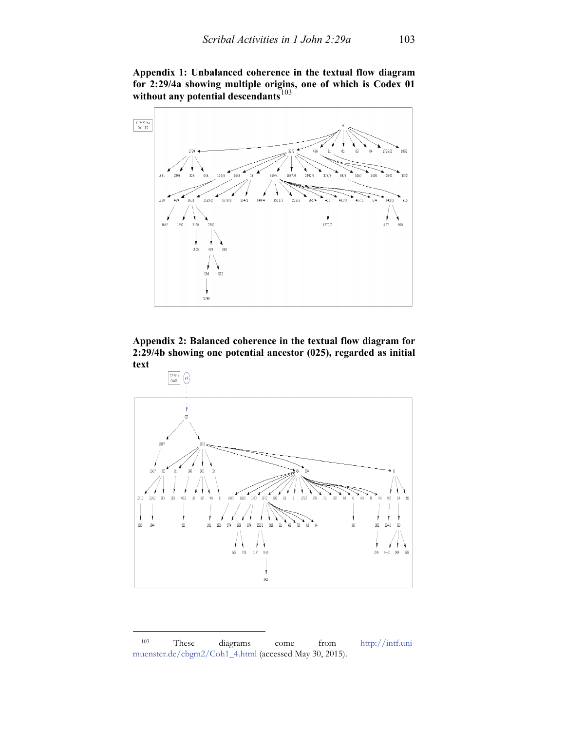**Appendix 1: Unbalanced coherence in the textual flow diagram for 2:29/4a showing multiple origins, one of which is Codex 01 without any potential descendants**[103]

**Appendix 2: Balanced coherence in the textual flow diagram for 2:29/4b showing one potential ancestor (025), regarded as initial text**

---

[103] These diagrams come from http://intf.uni-muenster.de/cbgm2/Coh1_4.html (accessed May 30, 2015).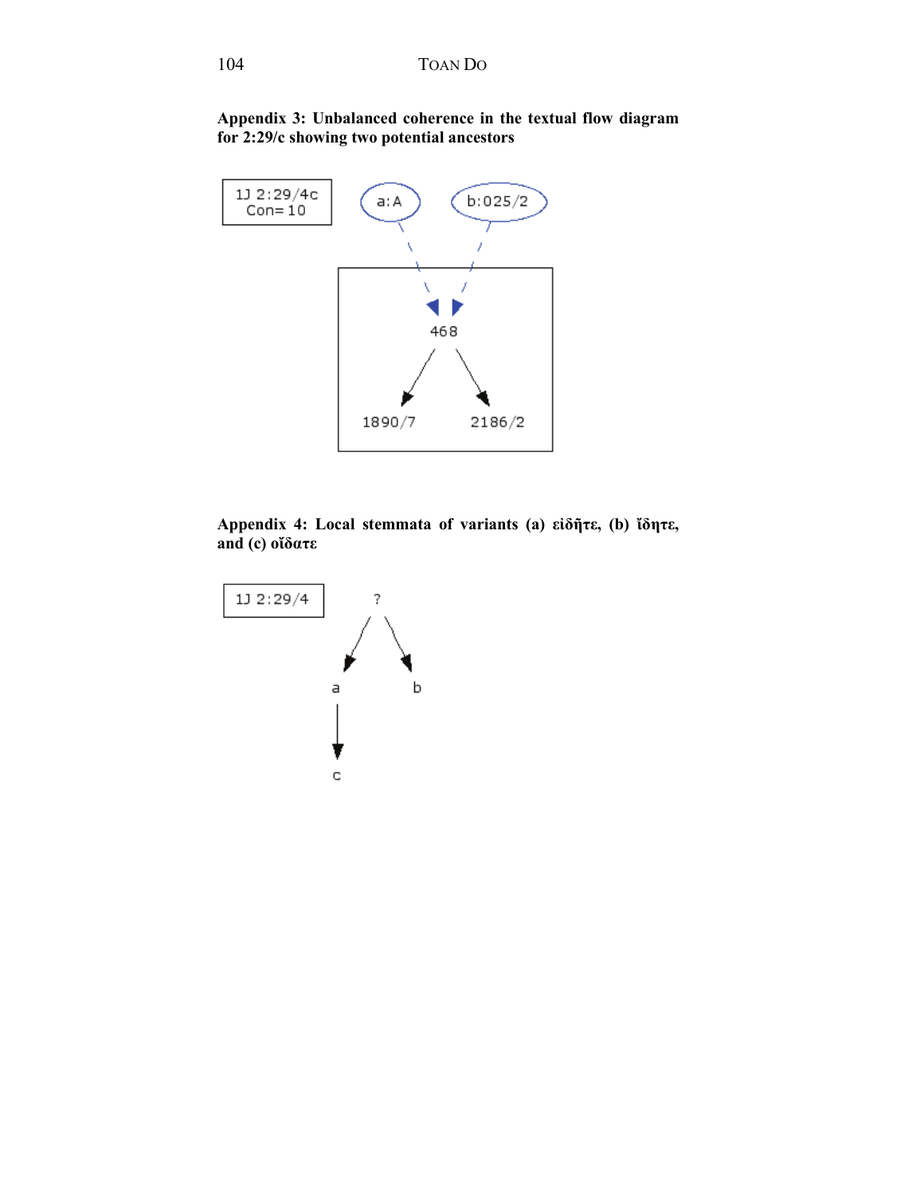**Appendix 3: Unbalanced coherence in the textual flow diagram for 2:29/c showing two potential ancestors**

1J 2:29/4c
Con=10

a:A

b:025/2

468

1890/7

2186/2

**Appendix 4: Local stemmata of variants (a) εἰδῆτε, (b) ἴδητε, and (c) οἴδατε**

1J 2:29/4

?

a

b

c